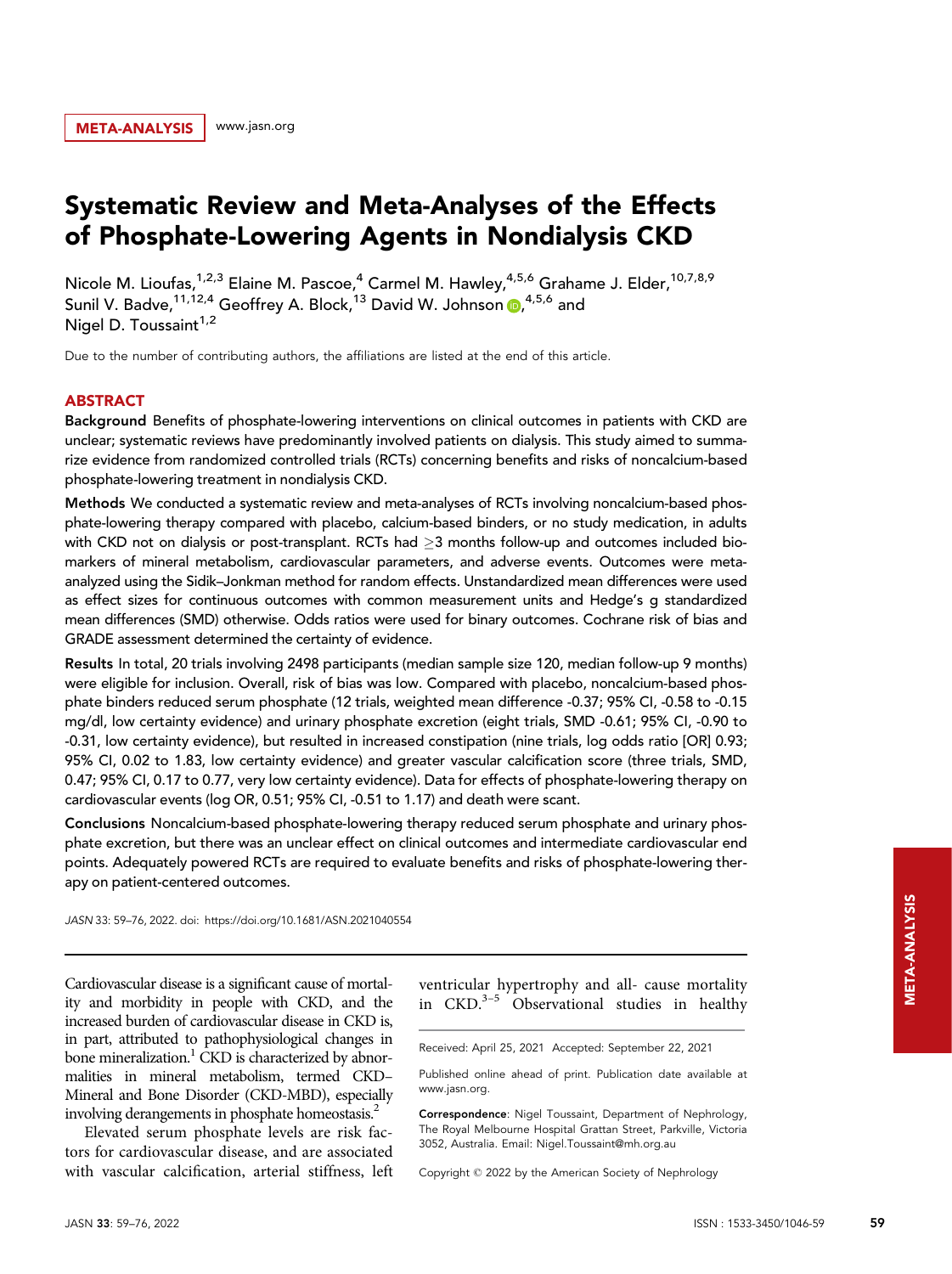META-ANALYSIS www.jasn.org

# Systematic Review and Meta-Analyses of the Effects of Phosphate-Lowering Agents in Nondialysis CKD

Nicole M. Lioufas,[1,2,3] Elaine M. Pascoe,[4] Carmel M. Hawley,[4,5,6] Grahame J. Elder,[10,7,8,9] Sunil V. Badve,[11,12,4] Geoffrey A. Block,[13] David W. Johnson,[4,5,6] and Nigel D. Toussaint[1,2]

Due to the number of contributing authors, the affiliations are listed at the end of this article.

## ABSTRACT

**Background** Benefits of phosphate-lowering interventions on clinical outcomes in patients with CKD are unclear; systematic reviews have predominantly involved patients on dialysis. This study aimed to summarize evidence from randomized controlled trials (RCTs) concerning benefits and risks of noncalcium-based phosphate-lowering treatment in nondialysis CKD.

**Methods** We conducted a systematic review and meta-analyses of RCTs involving noncalcium-based phosphate-lowering therapy compared with placebo, calcium-based binders, or no study medication, in adults with CKD not on dialysis or post-transplant. RCTs had $\geq$3 months follow-up and outcomes included biomarkers of mineral metabolism, cardiovascular parameters, and adverse events. Outcomes were meta-analyzed using the Sidik–Jonkman method for random effects. Unstandardized mean differences were used as effect sizes for continuous outcomes with common measurement units and Hedge's g standardized mean differences (SMD) otherwise. Odds ratios were used for binary outcomes. Cochrane risk of bias and GRADE assessment determined the certainty of evidence.

**Results** In total, 20 trials involving 2498 participants (median sample size 120, median follow-up 9 months) were eligible for inclusion. Overall, risk of bias was low. Compared with placebo, noncalcium-based phosphate binders reduced serum phosphate (12 trials, weighted mean difference -0.37; 95% CI, -0.58 to -0.15 mg/dl, low certainty evidence) and urinary phosphate excretion (eight trials, SMD -0.61; 95% CI, -0.90 to -0.31, low certainty evidence), but resulted in increased constipation (nine trials, log odds ratio [OR] 0.93; 95% CI, 0.02 to 1.83, low certainty evidence) and greater vascular calcification score (three trials, SMD, 0.47; 95% CI, 0.17 to 0.77, very low certainty evidence). Data for effects of phosphate-lowering therapy on cardiovascular events (log OR, 0.51; 95% CI, -0.51 to 1.17) and death were scant.

**Conclusions** Noncalcium-based phosphate-lowering therapy reduced serum phosphate and urinary phosphate excretion, but there was an unclear effect on clinical outcomes and intermediate cardiovascular end points. Adequately powered RCTs are required to evaluate benefits and risks of phosphate-lowering therapy on patient-centered outcomes.

*JASN* 33: 59–76, 2022. doi: https://doi.org/10.1681/ASN.2021040554

Cardiovascular disease is a significant cause of mortality and morbidity in people with CKD, and the increased burden of cardiovascular disease in CKD is, in part, attributed to pathophysiological changes in bone mineralization.[1] CKD is characterized by abnormalities in mineral metabolism, termed CKD–Mineral and Bone Disorder (CKD-MBD), especially involving derangements in phosphate homeostasis.[2]

Elevated serum phosphate levels are risk factors for cardiovascular disease, and are associated with vascular calcification, arterial stiffness, left ventricular hypertrophy and all- cause mortality in CKD.[3–5] Observational studies in healthy

Received: April 25, 2021 Accepted: September 22, 2021

Published online ahead of print. Publication date available at www.jasn.org.

**Correspondence**: Nigel Toussaint, Department of Nephrology, The Royal Melbourne Hospital Grattan Street, Parkville, Victoria 3052, Australia. Email: Nigel.Toussaint@mh.org.au

Copyright © 2022 by the American Society of Nephrology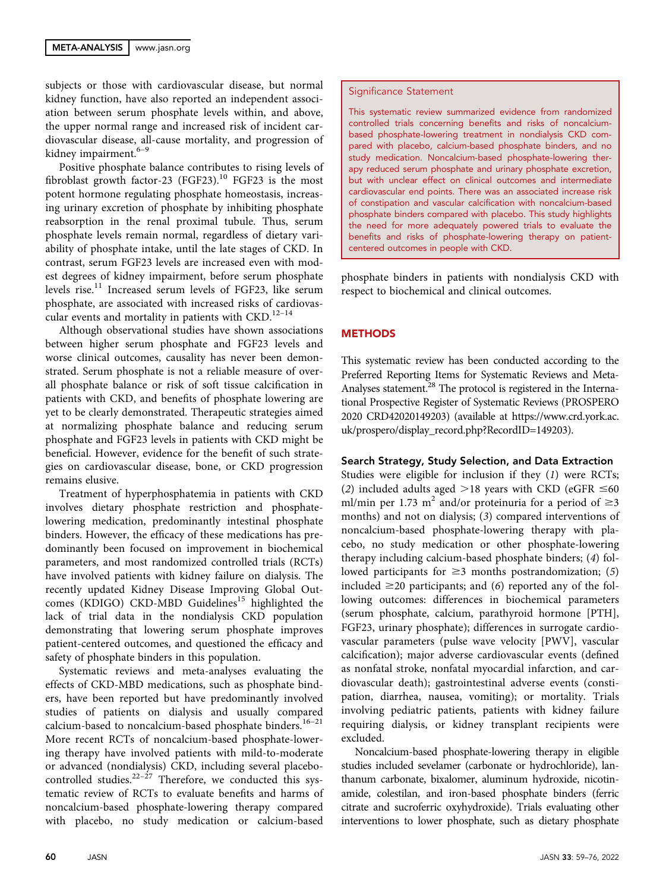subjects or those with cardiovascular disease, but normal kidney function, have also reported an independent association between serum phosphate levels within, and above, the upper normal range and increased risk of incident cardiovascular disease, all-cause mortality, and progression of kidney impairment.[6–9]

Positive phosphate balance contributes to rising levels of fibroblast growth factor-23 (FGF23).[10] FGF23 is the most potent hormone regulating phosphate homeostasis, increasing urinary excretion of phosphate by inhibiting phosphate reabsorption in the renal proximal tubule. Thus, serum phosphate levels remain normal, regardless of dietary variability of phosphate intake, until the late stages of CKD. In contrast, serum FGF23 levels are increased even with modest degrees of kidney impairment, before serum phosphate levels rise.[11] Increased serum levels of FGF23, like serum phosphate, are associated with increased risks of cardiovascular events and mortality in patients with CKD.[12–14]

Although observational studies have shown associations between higher serum phosphate and FGF23 levels and worse clinical outcomes, causality has never been demonstrated. Serum phosphate is not a reliable measure of overall phosphate balance or risk of soft tissue calcification in patients with CKD, and benefits of phosphate lowering are yet to be clearly demonstrated. Therapeutic strategies aimed at normalizing phosphate balance and reducing serum phosphate and FGF23 levels in patients with CKD might be beneficial. However, evidence for the benefit of such strategies on cardiovascular disease, bone, or CKD progression remains elusive.

Treatment of hyperphosphatemia in patients with CKD involves dietary phosphate restriction and phosphate-lowering medication, predominantly intestinal phosphate binders. However, the efficacy of these medications has predominantly been focused on improvement in biochemical parameters, and most randomized controlled trials (RCTs) have involved patients with kidney failure on dialysis. The recently updated Kidney Disease Improving Global Outcomes (KDIGO) CKD-MBD Guidelines[15] highlighted the lack of trial data in the nondialysis CKD population demonstrating that lowering serum phosphate improves patient-centered outcomes, and questioned the efficacy and safety of phosphate binders in this population.

Systematic reviews and meta-analyses evaluating the effects of CKD-MBD medications, such as phosphate binders, have been reported but have predominantly involved studies of patients on dialysis and usually compared calcium-based to noncalcium-based phosphate binders.[16–21] More recent RCTs of noncalcium-based phosphate-lowering therapy have involved patients with mild-to-moderate or advanced (nondialysis) CKD, including several placebo-controlled studies.[22–27] Therefore, we conducted this systematic review of RCTs to evaluate benefits and harms of noncalcium-based phosphate-lowering therapy compared with placebo, no study medication or calcium-based phosphate binders in patients with nondialysis CKD with respect to biochemical and clinical outcomes.

> **Significance Statement**
>
> This systematic review summarized evidence from randomized controlled trials concerning benefits and risks of noncalcium-based phosphate-lowering treatment in nondialysis CKD compared with placebo, calcium-based phosphate binders, and no study medication. Noncalcium-based phosphate-lowering therapy reduced serum phosphate and urinary phosphate excretion, but with unclear effect on clinical outcomes and intermediate cardiovascular end points. There was an associated increase risk of constipation and vascular calcification with noncalcium-based phosphate binders compared with placebo. This study highlights the need for more adequately powered trials to evaluate the benefits and risks of phosphate-lowering therapy on patient-centered outcomes in people with CKD.

## METHODS

This systematic review has been conducted according to the Preferred Reporting Items for Systematic Reviews and Meta-Analyses statement.[28] The protocol is registered in the International Prospective Register of Systematic Reviews (PROSPERO 2020 CRD42020149203) (available at https://www.crd.york.ac.uk/prospero/display_record.php?RecordID=149203).

### Search Strategy, Study Selection, and Data Extraction

Studies were eligible for inclusion if they (*1*) were RCTs; (*2*) included adults aged >18 years with CKD (eGFR ≤60 ml/min per 1.73 $m^2$ and/or proteinuria for a period of ≥3 months) and not on dialysis; (*3*) compared interventions of noncalcium-based phosphate-lowering therapy with placebo, no study medication or other phosphate-lowering therapy including calcium-based phosphate binders; (*4*) followed participants for ≥3 months postrandomization; (*5*) included ≥20 participants; and (*6*) reported any of the following outcomes: differences in biochemical parameters (serum phosphate, calcium, parathyroid hormone [PTH], FGF23, urinary phosphate); differences in surrogate cardiovascular parameters (pulse wave velocity [PWV], vascular calcification); major adverse cardiovascular events (defined as nonfatal stroke, nonfatal myocardial infarction, and cardiovascular death); gastrointestinal adverse events (constipation, diarrhea, nausea, vomiting); or mortality. Trials involving pediatric patients, patients with kidney failure requiring dialysis, or kidney transplant recipients were excluded.

Noncalcium-based phosphate-lowering therapy in eligible studies included sevelamer (carbonate or hydrochloride), lanthanum carbonate, bixalomer, aluminum hydroxide, nicotinamide, colestilan, and iron-based phosphate binders (ferric citrate and sucroferric oxyhydroxide). Trials evaluating other interventions to lower phosphate, such as dietary phosphate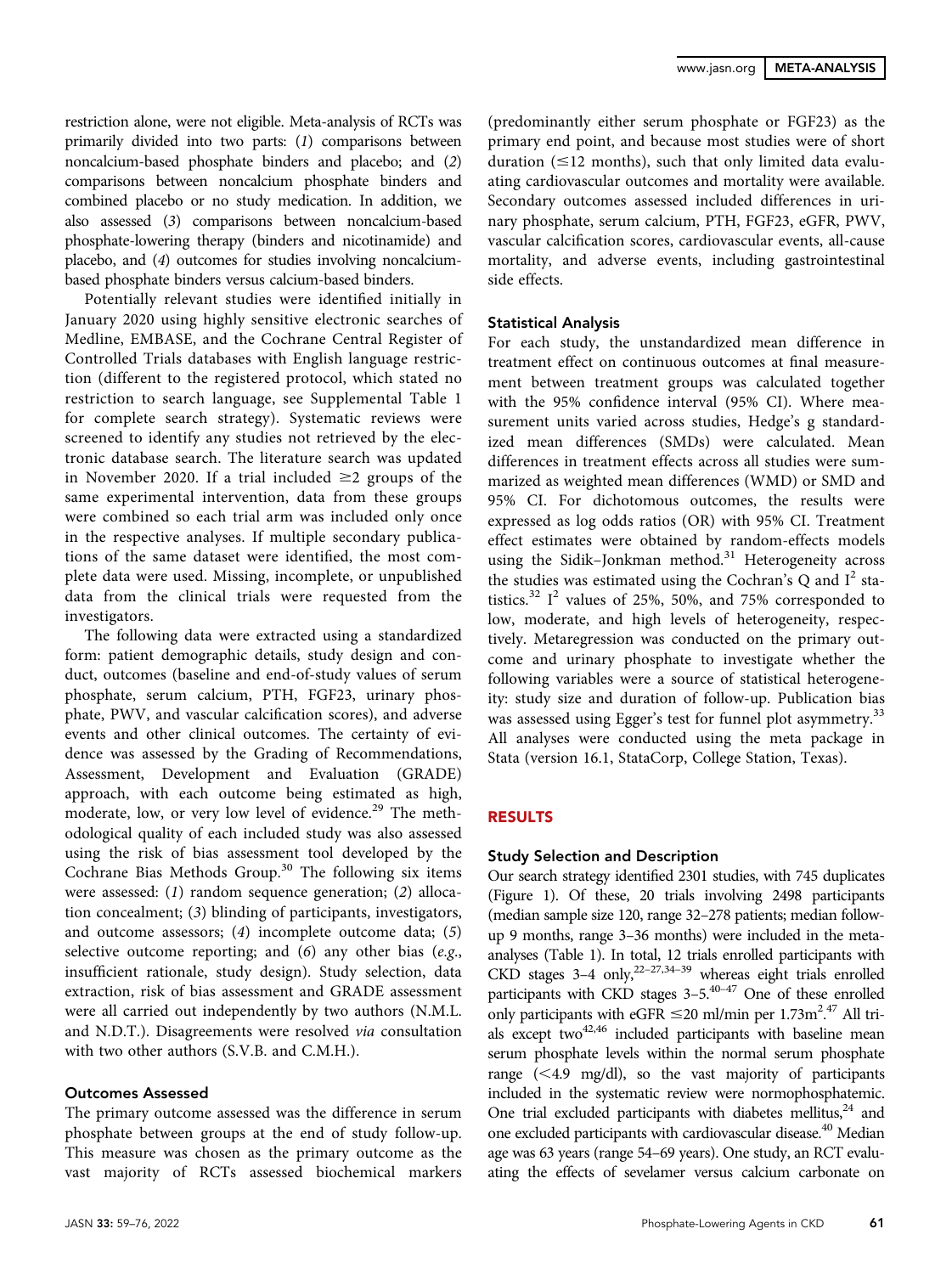restriction alone, were not eligible. Meta-analysis of RCTs was primarily divided into two parts: (*1*) comparisons between noncalcium-based phosphate binders and placebo; and (*2*) comparisons between noncalcium phosphate binders and combined placebo or no study medication. In addition, we also assessed (*3*) comparisons between noncalcium-based phosphate-lowering therapy (binders and nicotinamide) and placebo, and (*4*) outcomes for studies involving noncalcium-based phosphate binders versus calcium-based binders.

Potentially relevant studies were identified initially in January 2020 using highly sensitive electronic searches of Medline, EMBASE, and the Cochrane Central Register of Controlled Trials databases with English language restriction (different to the registered protocol, which stated no restriction to search language, see Supplemental Table 1 for complete search strategy). Systematic reviews were screened to identify any studies not retrieved by the electronic database search. The literature search was updated in November 2020. If a trial included ≥2 groups of the same experimental intervention, data from these groups were combined so each trial arm was included only once in the respective analyses. If multiple secondary publications of the same dataset were identified, the most complete data were used. Missing, incomplete, or unpublished data from the clinical trials were requested from the investigators.

The following data were extracted using a standardized form: patient demographic details, study design and conduct, outcomes (baseline and end-of-study values of serum phosphate, serum calcium, PTH, FGF23, urinary phosphate, PWV, and vascular calcification scores), and adverse events and other clinical outcomes. The certainty of evidence was assessed by the Grading of Recommendations, Assessment, Development and Evaluation (GRADE) approach, with each outcome being estimated as high, moderate, low, or very low level of evidence.[29] The methodological quality of each included study was also assessed using the risk of bias assessment tool developed by the Cochrane Bias Methods Group.[30] The following six items were assessed: (*1*) random sequence generation; (*2*) allocation concealment; (*3*) blinding of participants, investigators, and outcome assessors; (*4*) incomplete outcome data; (*5*) selective outcome reporting; and (*6*) any other bias (*e.g.*, insufficient rationale, study design). Study selection, data extraction, risk of bias assessment and GRADE assessment were all carried out independently by two authors (N.M.L. and N.D.T.). Disagreements were resolved *via* consultation with two other authors (S.V.B. and C.M.H.).

### Outcomes Assessed

The primary outcome assessed was the difference in serum phosphate between groups at the end of study follow-up. This measure was chosen as the primary outcome as the vast majority of RCTs assessed biochemical markers (predominantly either serum phosphate or FGF23) as the primary end point, and because most studies were of short duration (≤12 months), such that only limited data evaluating cardiovascular outcomes and mortality were available. Secondary outcomes assessed included differences in urinary phosphate, serum calcium, PTH, FGF23, eGFR, PWV, vascular calcification scores, cardiovascular events, all-cause mortality, and adverse events, including gastrointestinal side effects.

### Statistical Analysis

For each study, the unstandardized mean difference in treatment effect on continuous outcomes at final measurement between treatment groups was calculated together with the 95% confidence interval (95% CI). Where measurement units varied across studies, Hedge's g standardized mean differences (SMDs) were calculated. Mean differences in treatment effects across all studies were summarized as weighted mean differences (WMD) or SMD and 95% CI. For dichotomous outcomes, the results were expressed as log odds ratios (OR) with 95% CI. Treatment effect estimates were obtained by random-effects models using the Sidik–Jonkman method.[31] Heterogeneity across the studies was estimated using the Cochran's Q and $I^2$ statistics.[32] $I^2$ values of 25%, 50%, and 75% corresponded to low, moderate, and high levels of heterogeneity, respectively. Metaregression was conducted on the primary outcome and urinary phosphate to investigate whether the following variables were a source of statistical heterogeneity: study size and duration of follow-up. Publication bias was assessed using Egger's test for funnel plot asymmetry.[33] All analyses were conducted using the meta package in Stata (version 16.1, StataCorp, College Station, Texas).

## RESULTS

### Study Selection and Description

Our search strategy identified 2301 studies, with 745 duplicates (Figure 1). Of these, 20 trials involving 2498 participants (median sample size 120, range 32–278 patients; median follow-up 9 months, range 3–36 months) were included in the meta-analyses (Table 1). In total, 12 trials enrolled participants with CKD stages 3–4 only,[22–27,34–39] whereas eight trials enrolled participants with CKD stages 3–5.[40–47] One of these enrolled only participants with eGFR ≤20 ml/min per 1.73m$^2$.[47] All trials except two[42,46] included participants with baseline mean serum phosphate levels within the normal serum phosphate range (<4.9 mg/dl), so the vast majority of participants included in the systematic review were normophosphatemic. One trial excluded participants with diabetes mellitus,[24] and one excluded participants with cardiovascular disease.[40] Median age was 63 years (range 54–69 years). One study, an RCT evaluating the effects of sevelamer versus calcium carbonate on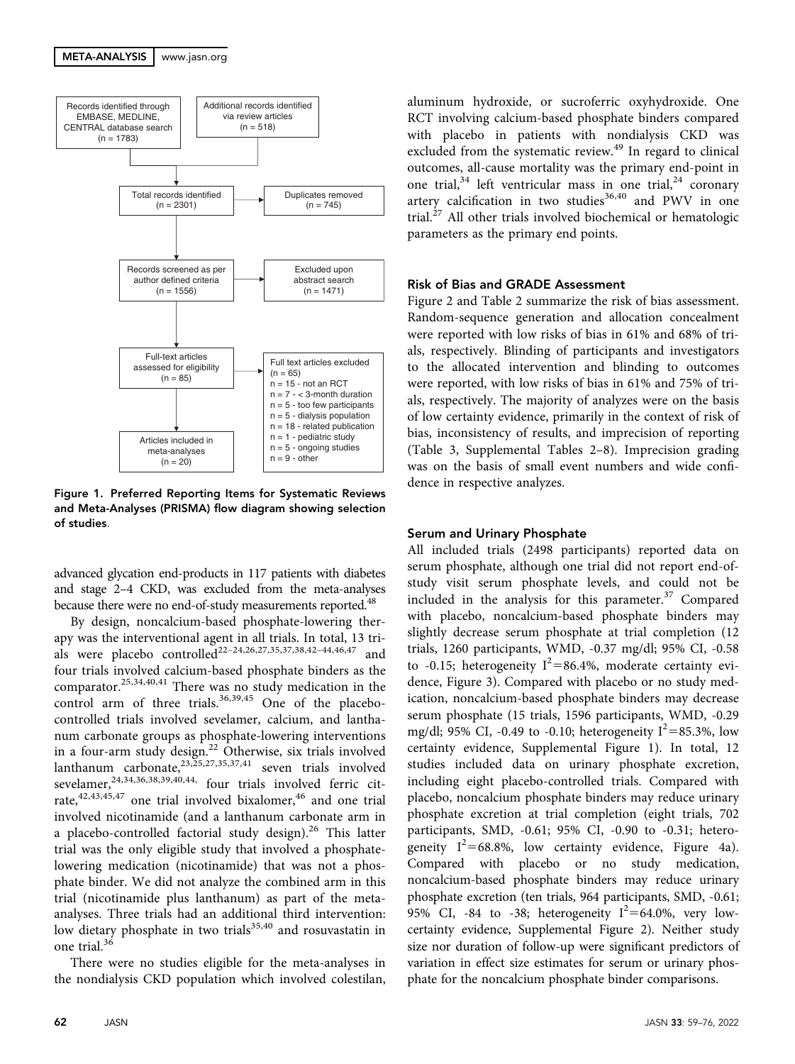Records identified through EMBASE, MEDLINE, CENTRAL database search (n = 1783)

Additional records identified via review articles (n = 518)

Total records identified (n = 2301)

Duplicates removed (n = 745)

Records screened as per author defined criteria (n = 1556)

Excluded upon abstract search (n = 1471)

Full-text articles assessed for eligibility (n = 85)

Full text articles excluded (n = 65)
n = 15 - not an RCT
n = 7 - < 3-month duration
n = 5 - too few participants
n = 5 - dialysis population
n = 18 - related publication
n = 1 - pediatric study
n = 5 - ongoing studies
n = 9 - other

Articles included in meta-analyses (n = 20)

**Figure 1. Preferred Reporting Items for Systematic Reviews and Meta-Analyses (PRISMA) flow diagram showing selection of studies.**

advanced glycation end-products in 117 patients with diabetes and stage 2–4 CKD, was excluded from the meta-analyses because there were no end-of-study measurements reported.[48]

By design, noncalcium-based phosphate-lowering therapy was the interventional agent in all trials. In total, 13 trials were placebo controlled[22–24,26,27,35,37,38,42–44,46,47] and four trials involved calcium-based phosphate binders as the comparator.[25,34,40,41] There was no study medication in the control arm of three trials.[36,39,45] One of the placebo-controlled trials involved sevelamer, calcium, and lanthanum carbonate groups as phosphate-lowering interventions in a four-arm study design.[22] Otherwise, six trials involved lanthanum carbonate,[23,25,27,35,37,41] seven trials involved sevelamer,[24,34,36,38,39,40,44,] four trials involved ferric citrate,[42,43,45,47] one trial involved bixalomer,[46] and one trial involved nicotinamide (and a lanthanum carbonate arm in a placebo-controlled factorial study design).[26] This latter trial was the only eligible study that involved a phosphate-lowering medication (nicotinamide) that was not a phosphate binder. We did not analyze the combined arm in this trial (nicotinamide plus lanthanum) as part of the meta-analyses. Three trials had an additional third intervention: low dietary phosphate in two trials[35,40] and rosuvastatin in one trial.[36]

There were no studies eligible for the meta-analyses in the nondialysis CKD population which involved colestilan, aluminum hydroxide, or sucroferric oxyhydroxide. One RCT involving calcium-based phosphate binders compared with placebo in patients with nondialysis CKD was excluded from the systematic review.[49] In regard to clinical outcomes, all-cause mortality was the primary end-point in one trial,[34] left ventricular mass in one trial,[24] coronary artery calcification in two studies[36,40] and PWV in one trial.[27] All other trials involved biochemical or hematologic parameters as the primary end points.

### Risk of Bias and GRADE Assessment

Figure 2 and Table 2 summarize the risk of bias assessment. Random-sequence generation and allocation concealment were reported with low risks of bias in 61% and 68% of trials, respectively. Blinding of participants and investigators to the allocated intervention and blinding to outcomes were reported, with low risks of bias in 61% and 75% of trials, respectively. The majority of analyzes were on the basis of low certainty evidence, primarily in the context of risk of bias, inconsistency of results, and imprecision of reporting (Table 3, Supplemental Tables 2–8). Imprecision grading was on the basis of small event numbers and wide confidence in respective analyzes.

### Serum and Urinary Phosphate

All included trials (2498 participants) reported data on serum phosphate, although one trial did not report end-of-study visit serum phosphate levels, and could not be included in the analysis for this parameter.[37] Compared with placebo, noncalcium-based phosphate binders may slightly decrease serum phosphate at trial completion (12 trials, 1260 participants, WMD, -0.37 mg/dl; 95% CI, -0.58 to -0.15; heterogeneity $I^2$=86.4%, moderate certainty evidence, Figure 3). Compared with placebo or no study medication, noncalcium-based phosphate binders may decrease serum phosphate (15 trials, 1596 participants, WMD, -0.29 mg/dl; 95% CI, -0.49 to -0.10; heterogeneity $I^2$=85.3%, low certainty evidence, Supplemental Figure 1). In total, 12 studies included data on urinary phosphate excretion, including eight placebo-controlled trials. Compared with placebo, noncalcium phosphate binders may reduce urinary phosphate excretion at trial completion (eight trials, 702 participants, SMD, -0.61; 95% CI, -0.90 to -0.31; heterogeneity $I^2$=68.8%, low certainty evidence, Figure 4a). Compared with placebo or no study medication, noncalcium-based phosphate binders may reduce urinary phosphate excretion (ten trials, 964 participants, SMD, -0.61; 95% CI, -84 to -38; heterogeneity $I^2$=64.0%, very low-certainty evidence, Supplemental Figure 2). Neither study size nor duration of follow-up were significant predictors of variation in effect size estimates for serum or urinary phosphate for the noncalcium phosphate binder comparisons.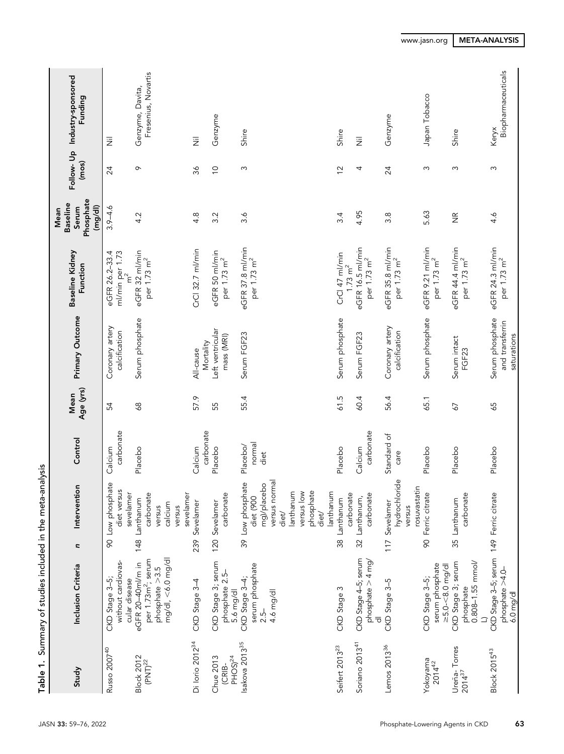Table 1. Summary of studies included in the meta-analysis

| Study | Inclusion Criteria | n | Intervention | Control | Mean Age (yrs) | Primary Outcome | Baseline Kidney Function | Mean Baseline Serum Phosphate (mg/dl) | Follow- Up (mos) | Industry-sponsored Funding |
|---|---|---|---|---|---|---|---|---|---|---|
| Russo 2007[40] | CKD Stage 3–5; without cardiovascular disease | 90 | Low phosphate diet versus sevelamer | Calcium carbonate | 54 | Coronary artery calcification | eGFR 26.2–33.4 ml/min per 1.73 $m^2$ | 3.9–4.6 | 24 | Nil |
| Block 2012 (PNT)[22] | eGFR 20–40ml/m in per 1.73$m^2$; serum phosphate >3.5 mg/dl, <6.0 mg/dl | 148 | Lanthanum carbonate versus calcium versus sevelamer | Placebo | 68 | Serum phosphate | eGFR 32 ml/min per 1.73 $m^2$ | 4.2 | 9 | Genzyme, Davita, Fresenius, Novartis |
| Di Iorio 2012[34] | CKD Stage 3–4 | 239 | Sevelamer | Calcium carbonate | 57.9 | All-cause Mortality | CrCl 32.7 ml/min | 4.8 | 36 | Nil |
| Chue 2013 (CRIB-PHOS)[24] | CKD Stage 3; serum phosphate 2.5–5.6 mg/dl | 120 | Sevelamer carbonate | Placebo | 55 | Left ventricular mass (MRI) | eGFR 50 ml/min per 1.73 $m^2$ | 3.2 | 10 | Genzyme |
| Isakova 2013[35] | CKD Stage 3–4; serum phosphate 2.5–4.6 mg/dl | 39 | Low phosphate diet (900 mg)/placebo versus normal diet/lanthanum versus low phosphate diet/lanthanum | Placebo/normal diet | 55.4 | Serum FGF23 | eGFR 37.8 ml/min per 1.73 $m^2$ | 3.6 | 3 | Shire |
| Seifert 2013[23] | CKD Stage 3 | 38 | Lanthanum carbonate | Placebo | 61.5 | Serum phosphate | CrCl 47 ml/min 1.73 $m^2$ | 3.4 | 12 | Shire |
| Soriano 2013[41] | CKD Stage 4–5; serum phosphate > 4 mg/dl | 32 | Lanthanum, carbonate | Calcium carbonate | 60.4 | Serum FGF23 | eGFR 16.5 ml/min per 1.73 $m^2$ | 4.95 | 4 | Nil |
| Lemos 2013[36] | CKD Stage 3–5 | 117 | Sevelamer hydrochloride versus rosuvastatin | Standard of care | 56.4 | Coronary artery calcification | eGFR 35.8 ml/min per 1.73 $m^2$ | 3.8 | 24 | Genzyme |
| Yokoyama 2014[42] | CKD Stage 3–5; serum phosphate ≥5.0-<8.0 mg/dl | 90 | Ferric citrate | Placebo | 65.1 | Serum phosphate | eGFR 9.21 ml/min per 1.73 $m^2$ | 5.63 | 3 | Japan Tobacco |
| Ureña- Torres 2014[37] | CKD Stage 3; serum phosphate 0.808–1.55 mmol/L | 35 | Lanthanum carbonate | Placebo | 67 | Serum intact FGF23 | eGFR 44.4 ml/min per 1.73 $m^2$ | NR | 3 | Shire |
| Block 2015[43] | CKD Stage 3–5; serum phosphate >4.0–6.0 mg/dl | 149 | Ferric citrate | Placebo | 65 | Serum phosphate and transferrin saturations | eGFR 24.3 ml/min per 1.73 $m^2$ | 4.6 | 3 | Keryx Biopharmaceuticals |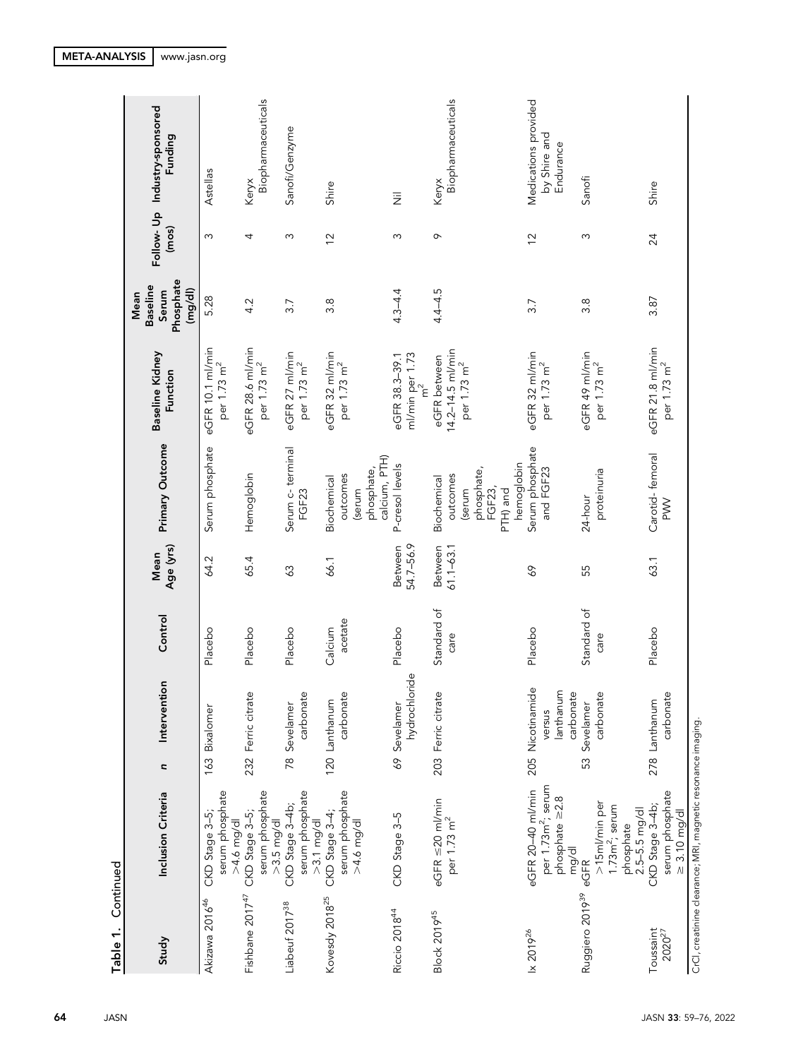Table 1. Continued

| Study | Inclusion Criteria | n | Intervention | Control | Mean Age (yrs) | Primary Outcome | Baseline Kidney Function | Mean Baseline Serum Phosphate (mg/dl) | Follow- Up (mos) | Industry-sponsored Funding |
|---|---|---|---|---|---|---|---|---|---|---|
| Akizawa 2016[46] | CKD Stage 3–5; serum phosphate >4.6 mg/dl | 163 | Bixalomer | Placebo | 64.2 | Serum phosphate | eGFR 10.1 ml/min per 1.73 m$^2$ | 5.28 | 3 | Astellas |
| Fishbane 2017[47] | CKD Stage 3–5; serum phosphate >3.5 mg/dl | 232 | Ferric citrate | Placebo | 65.4 | Hemoglobin | eGFR 28.6 ml/min per 1.73 m$^2$ | 4.2 | 4 | Keryx Biopharmaceuticals |
| Liabeuf 2017[38] | CKD Stage 3–4b; serum phosphate >3.1 mg/dl | 78 | Sevelamer carbonate | Placebo | 63 | Serum c- terminal FGF23 | eGFR 27 ml/min per 1.73 m$^2$ | 3.7 | 3 | Sanofi/Genzyme |
| Kovesdy 2018[25] | CKD Stage 3–4; serum phosphate >4.6 mg/dl | 120 | Lanthanum carbonate | Calcium acetate | 66.1 | Biochemical outcomes (serum phosphate, calcium, PTH) | eGFR 32 ml/min per 1.73 m$^2$ | 3.8 | 12 | Shire |
| Riccio 2018[44] | CKD Stage 3–5 | 69 | Sevelamer hydrochloride | Placebo | Between 54.7–56.9 | P-cresol levels | eGFR 38.3–39.1 ml/min per 1.73 m$^2$ | 4.3–4.4 | 3 | Nil |
| Block 2019[45] | eGFR ≤20 ml/min per 1.73 m$^2$ | 203 | Ferric citrate | Standard of care | Between 61.1–63.1 | Biochemical outcomes (serum phosphate, FGF23, PTH) and hemoglobin | eGFR between 14.2–14.5 ml/min per 1.73 m$^2$ | 4.4–4.5 | 9 | Keryx Biopharmaceuticals |
| Ix 2019[26] | eGFR 20–40 ml/min per 1.73m$^2$; serum phosphate ≥2.8 mg/dl | 205 | Nicotinamide versus lanthanum carbonate | Placebo | 69 | Serum phosphate and FGF23 | eGFR 32 ml/min per 1.73 m$^2$ | 3.7 | 12 | Medications provided by Shire and Endurance |
| Ruggiero 2019[39] | eGFR >15ml/min per 1.73m$^2$; serum phosphate 2.5–5.5 mg/dl | 53 | Sevelamer carbonate | Standard of care | 55 | 24-hour proteinuria | eGFR 49 ml/min per 1.73 m$^2$ | 3.8 | 3 | Sanofi |
| Toussaint 2020[27] | CKD Stage 3–4b; serum phosphate ≥ 3.10 mg/dl | 278 | Lanthanum carbonate | Placebo | 63.1 | Carotid- femoral PWV | eGFR 21.8 ml/min per 1.73 m$^2$ | 3.87 | 24 | Shire |

CrCl, creatinine clearance; MRI, magnetic resonance imaging.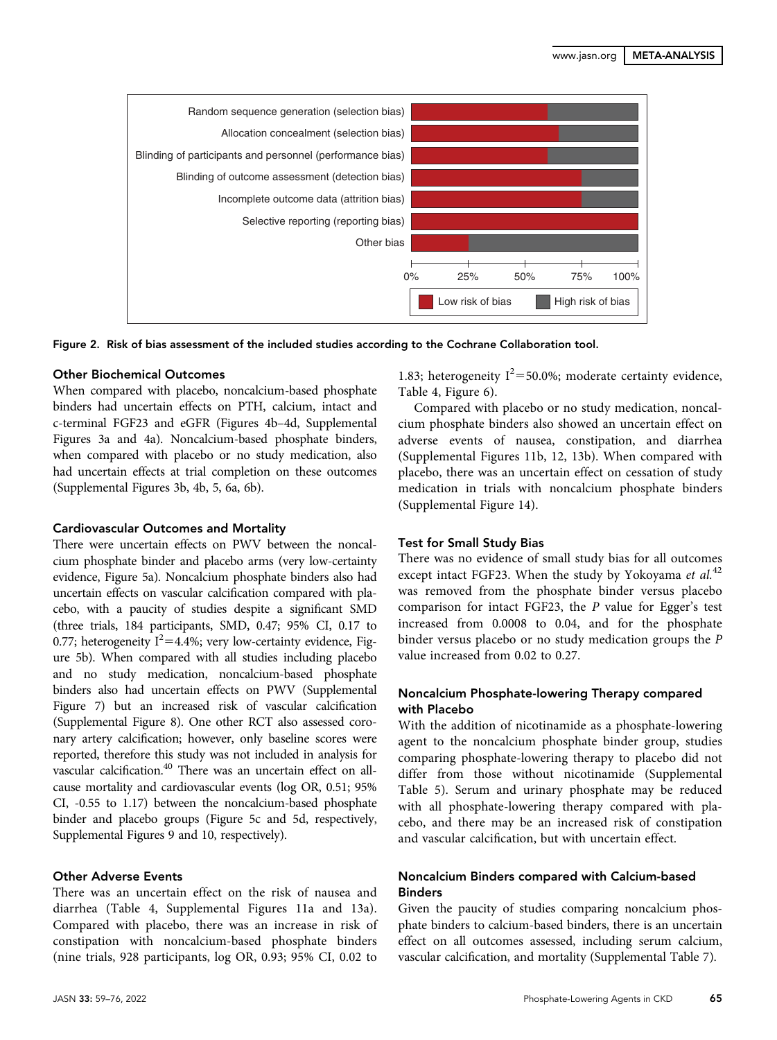Figure 2. Risk of bias assessment of the included studies according to the Cochrane Collaboration tool.

### Other Biochemical Outcomes

When compared with placebo, noncalcium-based phosphate binders had uncertain effects on PTH, calcium, intact and c-terminal FGF23 and eGFR (Figures 4b–4d, Supplemental Figures 3a and 4a). Noncalcium-based phosphate binders, when compared with placebo or no study medication, also had uncertain effects at trial completion on these outcomes (Supplemental Figures 3b, 4b, 5, 6a, 6b).

### Cardiovascular Outcomes and Mortality

There were uncertain effects on PWV between the noncalcium phosphate binder and placebo arms (very low-certainty evidence, Figure 5a). Noncalcium phosphate binders also had uncertain effects on vascular calcification compared with placebo, with a paucity of studies despite a significant SMD (three trials, 184 participants, SMD, 0.47; 95% CI, 0.17 to 0.77; heterogeneity $I^2$=4.4%; very low-certainty evidence, Figure 5b). When compared with all studies including placebo and no study medication, noncalcium-based phosphate binders also had uncertain effects on PWV (Supplemental Figure 7) but an increased risk of vascular calcification (Supplemental Figure 8). One other RCT also assessed coronary artery calcification; however, only baseline scores were reported, therefore this study was not included in analysis for vascular calcification.[40] There was an uncertain effect on all-cause mortality and cardiovascular events (log OR, 0.51; 95% CI, -0.55 to 1.17) between the noncalcium-based phosphate binder and placebo groups (Figure 5c and 5d, respectively, Supplemental Figures 9 and 10, respectively).

### Other Adverse Events

There was an uncertain effect on the risk of nausea and diarrhea (Table 4, Supplemental Figures 11a and 13a). Compared with placebo, there was an increase in risk of constipation with noncalcium-based phosphate binders (nine trials, 928 participants, log OR, 0.93; 95% CI, 0.02 to 1.83; heterogeneity $I^2$=50.0%; moderate certainty evidence, Table 4, Figure 6).

Compared with placebo or no study medication, noncalcium phosphate binders also showed an uncertain effect on adverse events of nausea, constipation, and diarrhea (Supplemental Figures 11b, 12, 13b). When compared with placebo, there was an uncertain effect on cessation of study medication in trials with noncalcium phosphate binders (Supplemental Figure 14).

### Test for Small Study Bias

There was no evidence of small study bias for all outcomes except intact FGF23. When the study by Yokoyama *et al.*[42] was removed from the phosphate binder versus placebo comparison for intact FGF23, the *P* value for Egger's test increased from 0.0008 to 0.04, and for the phosphate binder versus placebo or no study medication groups the *P* value increased from 0.02 to 0.27.

### Noncalcium Phosphate-lowering Therapy compared with Placebo

With the addition of nicotinamide as a phosphate-lowering agent to the noncalcium phosphate binder group, studies comparing phosphate-lowering therapy to placebo did not differ from those without nicotinamide (Supplemental Table 5). Serum and urinary phosphate may be reduced with all phosphate-lowering therapy compared with placebo, and there may be an increased risk of constipation and vascular calcification, but with uncertain effect.

### Noncalcium Binders compared with Calcium-based Binders

Given the paucity of studies comparing noncalcium phosphate binders to calcium-based binders, there is an uncertain effect on all outcomes assessed, including serum calcium, vascular calcification, and mortality (Supplemental Table 7).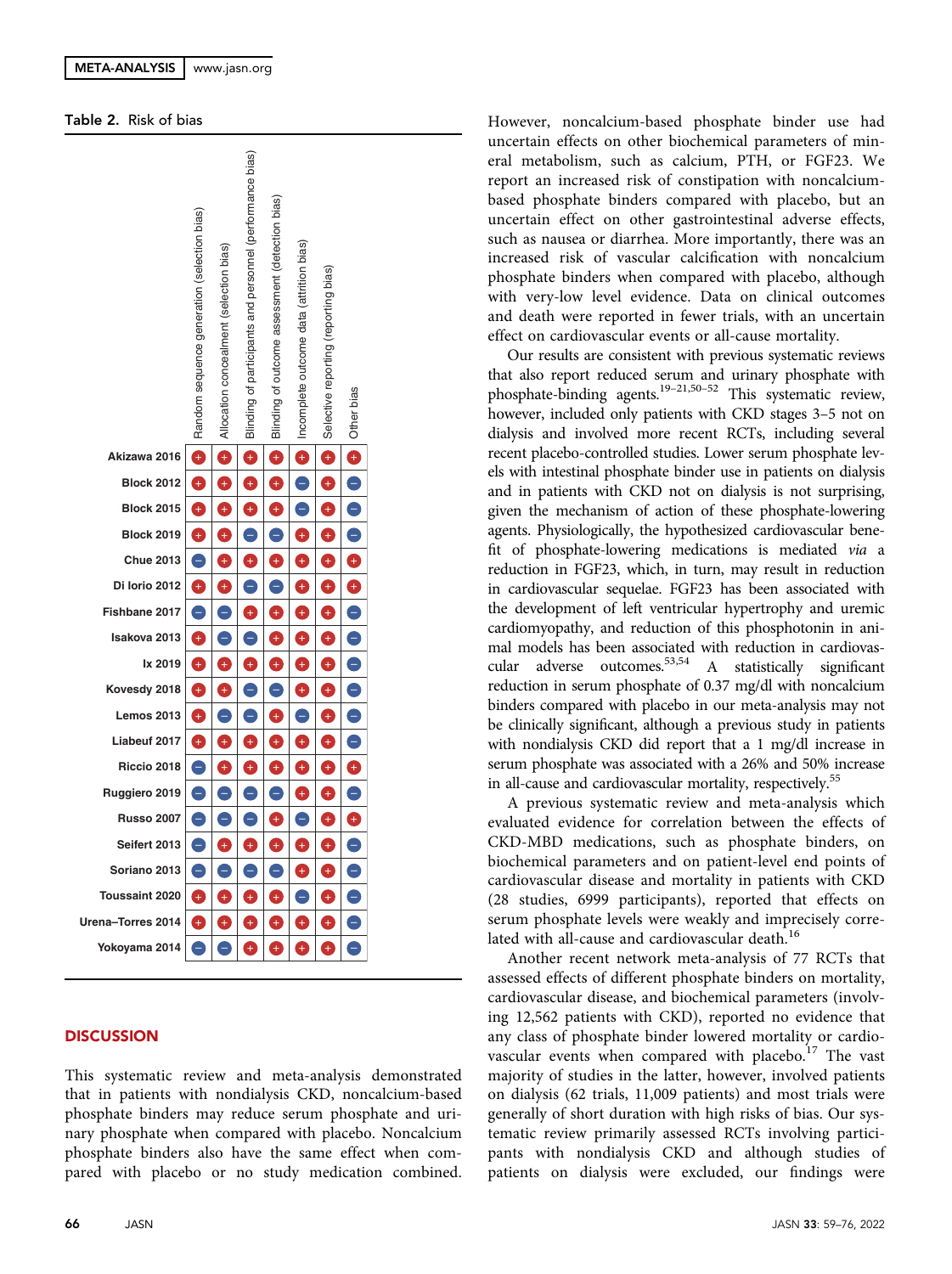**Table 2.** Risk of bias

| Study | Random sequence generation (selection bias) | Allocation concealment (selection bias) | Blinding of participants and personnel (performance bias) | Blinding of outcome assessment (detection bias) | Incomplete outcome data (attrition bias) | Selective reporting (reporting bias) | Other bias |
|---|---|---|---|---|---|---|---|
| Akizawa 2016 | + | + | + | + | + | + | + |
| Block 2012 | + | + | + | + | − | + | − |
| Block 2015 | + | + | + | + | − | + | − |
| Block 2019 | + | + | − | − | + | + | − |
| Chue 2013 | − | + | + | + | + | + | + |
| Di Iorio 2012 | + | + | − | − | + | + | + |
| Fishbane 2017 | − | − | + | + | + | + | − |
| Isakova 2013 | + | − | − | + | + | + | − |
| Ix 2019 | + | + | + | + | + | + | − |
| Kovesdy 2018 | + | + | − | − | + | + | − |
| Lemos 2013 | + | − | − | + | − | + | − |
| Liabeuf 2017 | + | + | + | + | + | + | − |
| Riccio 2018 | − | + | + | + | + | + | + |
| Ruggiero 2019 | − | − | − | − | + | + | − |
| Russo 2007 | − | − | − | + | − | + | + |
| Seifert 2013 | − | + | + | + | + | + | − |
| Soriano 2013 | − | − | − | − | + | + | − |
| Toussaint 2020 | + | + | + | + | − | + | − |
| Urena–Torres 2014 | + | + | + | + | + | + | − |
| Yokoyama 2014 | − | − | + | + | + | + | − |

## DISCUSSION

This systematic review and meta-analysis demonstrated that in patients with nondialysis CKD, noncalcium-based phosphate binders may reduce serum phosphate and urinary phosphate when compared with placebo. Noncalcium phosphate binders also have the same effect when compared with placebo or no study medication combined. However, noncalcium-based phosphate binder use had uncertain effects on other biochemical parameters of mineral metabolism, such as calcium, PTH, or FGF23. We report an increased risk of constipation with noncalcium-based phosphate binders compared with placebo, but an uncertain effect on other gastrointestinal adverse effects, such as nausea or diarrhea. More importantly, there was an increased risk of vascular calcification with noncalcium phosphate binders when compared with placebo, although with very-low level evidence. Data on clinical outcomes and death were reported in fewer trials, with an uncertain effect on cardiovascular events or all-cause mortality.

Our results are consistent with previous systematic reviews that also report reduced serum and urinary phosphate with phosphate-binding agents.[19–21,50–52] This systematic review, however, included only patients with CKD stages 3–5 not on dialysis and involved more recent RCTs, including several recent placebo-controlled studies. Lower serum phosphate levels with intestinal phosphate binder use in patients on dialysis and in patients with CKD not on dialysis is not surprising, given the mechanism of action of these phosphate-lowering agents. Physiologically, the hypothesized cardiovascular benefit of phosphate-lowering medications is mediated *via* a reduction in FGF23, which, in turn, may result in reduction in cardiovascular sequelae. FGF23 has been associated with the development of left ventricular hypertrophy and uremic cardiomyopathy, and reduction of this phosphotonin in animal models has been associated with reduction in cardiovascular adverse outcomes.[53,54] A statistically significant reduction in serum phosphate of 0.37 mg/dl with noncalcium binders compared with placebo in our meta-analysis may not be clinically significant, although a previous study in patients with nondialysis CKD did report that a 1 mg/dl increase in serum phosphate was associated with a 26% and 50% increase in all-cause and cardiovascular mortality, respectively.[55]

A previous systematic review and meta-analysis which evaluated evidence for correlation between the effects of CKD-MBD medications, such as phosphate binders, on biochemical parameters and on patient-level end points of cardiovascular disease and mortality in patients with CKD (28 studies, 6999 participants), reported that effects on serum phosphate levels were weakly and imprecisely correlated with all-cause and cardiovascular death.[16]

Another recent network meta-analysis of 77 RCTs that assessed effects of different phosphate binders on mortality, cardiovascular disease, and biochemical parameters (involving 12,562 patients with CKD), reported no evidence that any class of phosphate binder lowered mortality or cardiovascular events when compared with placebo.[17] The vast majority of studies in the latter, however, involved patients on dialysis (62 trials, 11,009 patients) and most trials were generally of short duration with high risks of bias. Our systematic review primarily assessed RCTs involving participants with nondialysis CKD and although studies of patients on dialysis were excluded, our findings were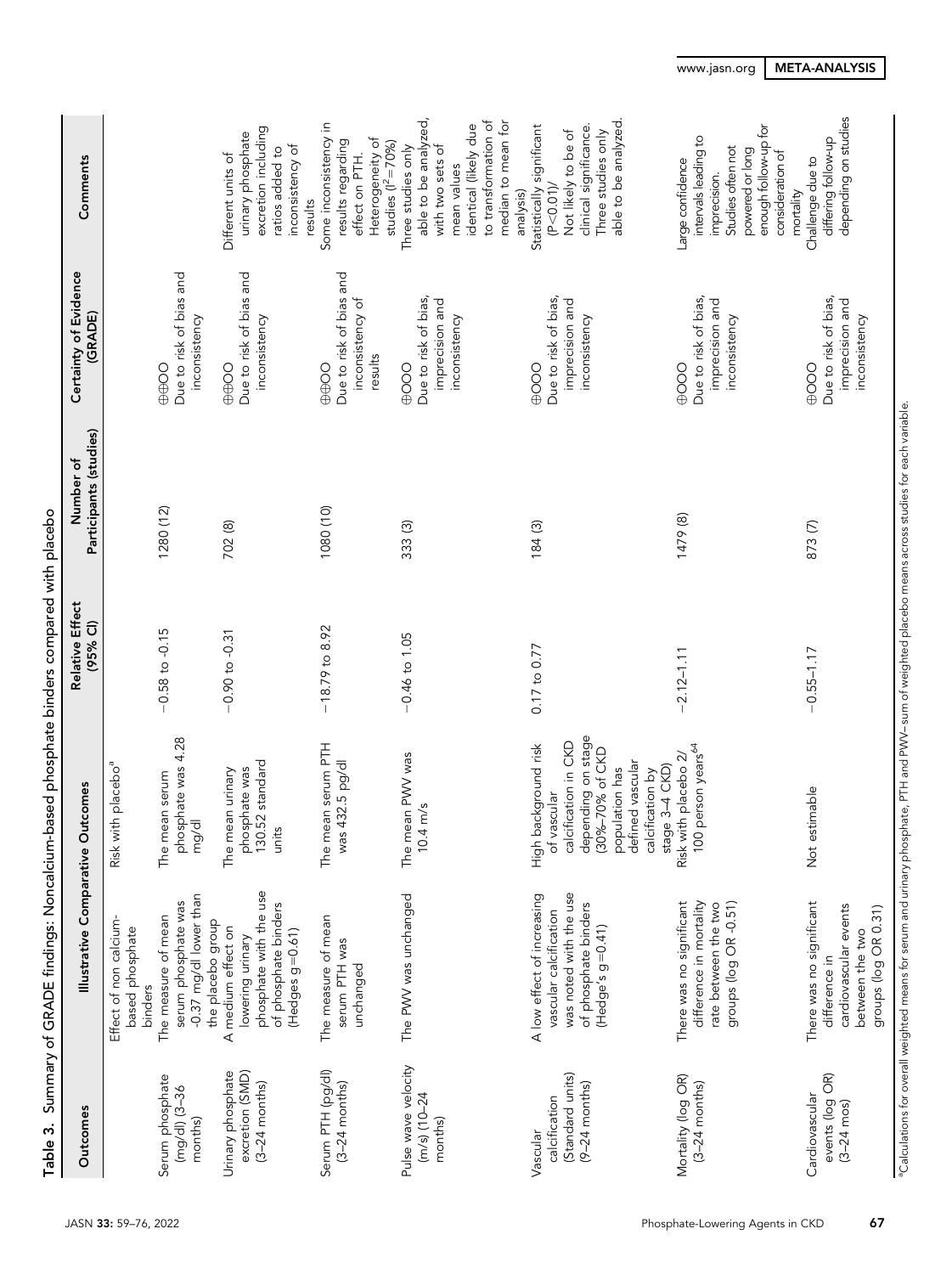**Table 3.** Summary of GRADE findings: Noncalcium-based phosphate binders compared with placebo

| Outcomes | Illustrative Comparative Outcomes | | Relative Effect (95% CI) | Number of Participants (studies) | Certainty of Evidence (GRADE) | Comments |
|---|---|---|---|---|---|---|
| | Effect of non calcium-based phosphate binders | Risk with placebo[a] | | | | |
| Serum phosphate (mg/dl) (3–36 months) | The measure of mean serum phosphate was -0.37 mg/dl lower than the placebo group | The mean serum phosphate was 4.28 mg/dl | −0.58 to -0.15 | 1280 (12) | ⊕⊕OO Due to risk of bias and inconsistency | |
| Urinary phosphate excretion (SMD) (3–24 months) | A medium effect on lowering urinary phosphate with the use of phosphate binders (Hedges g=0.61) | The mean urinary phosphate was 130.52 standard units | −0.90 to -0.31 | 702 (8) | ⊕⊕OO Due to risk of bias and inconsistency | Different units of urinary phosphate excretion including ratios added to inconsistency of results |
| Serum PTH (pg/dl) (3–24 months) | The measure of mean serum PTH was unchanged | The mean serum PTH was 432.5 pg/dl | −18.79 to 8.92 | 1080 (10) | ⊕⊕OO Due to risk of bias and inconsistency of results | Some inconsistency in results regarding effect on PTH. Heterogeneity of studies ($I^2$=70%) |
| Pulse wave velocity (m/s) (10–24 months) | The PWV was unchanged | The mean PWV was 10.4 m/s | −0.46 to 1.05 | 333 (3) | ⊕OOO Due to risk of bias, imprecision and inconsistency | Three studies only able to be analyzed, with two sets of mean values identical (likely due to transformation of median to mean for analysis) |
| Vascular calcification (Standard units) (9–24 months) | A low effect of increasing vascular calcification was noted with the use of phosphate binders (Hedge's g=0.41) | High background risk of vascular calcification in CKD depending on stage (30%–70% of CKD population has defined vascular calcification by stage 3–4 CKD) | 0.17 to 0.77 | 184 (3) | ⊕OOO Due to risk of bias, imprecision and inconsistency | Statistically significant ($P<0.01$)/ Not likely to be of clinical significance. Three studies only able to be analyzed. |
| Mortality (log OR) (3–24 months) | There was no significant difference in mortality rate between the two groups (log OR -0.51) | Risk with placebo 2/ 100 person years[64] | −2.12–1.11 | 1479 (8) | ⊕OOO Due to risk of bias, imprecision and inconsistency | Large confidence intervals leading to imprecision. Studies often not powered or long enough follow-up for consideration of mortality |
| Cardiovascular events (log OR) (3–24 mos) | There was no significant difference in cardiovascular events between the two groups (log OR 0.31) | Not estimable | −0.55–1.17 | 873 (7) | ⊕OOO Due to risk of bias, imprecision and inconsistency | Challenge due to differing follow-up depending on studies |

[a]Calculations for overall weighted means for serum and urinary phosphate, PTH and PWV–sum of weighted placebo means across studies for each variable.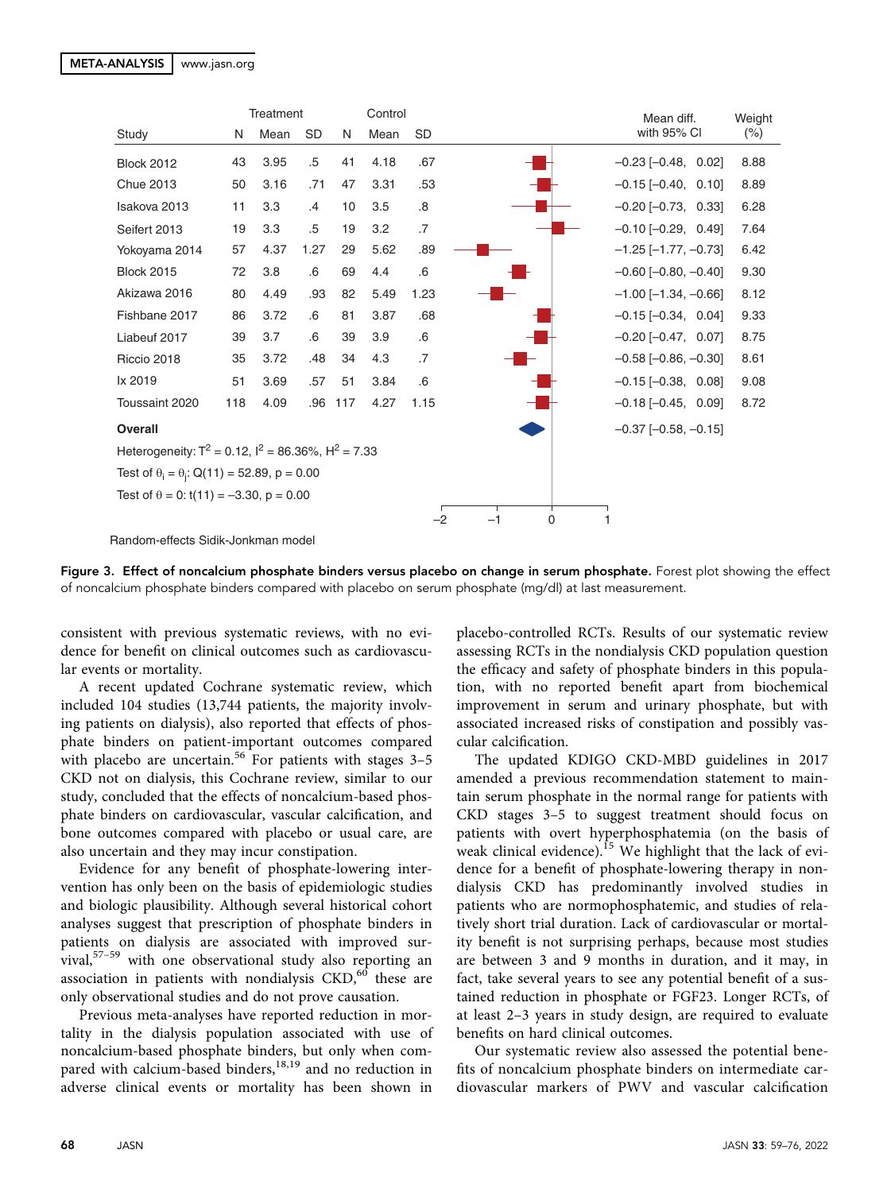| Study | Treatment N | Treatment Mean | Treatment SD | Control N | Control Mean | Control SD | Mean diff. with 95% CI | Weight (%) |
|---|---|---|---|---|---|---|---|---|
| Block 2012 | 43 | 3.95 | .5 | 41 | 4.18 | .67 | −0.23 [−0.48, 0.02] | 8.88 |
| Chue 2013 | 50 | 3.16 | .71 | 47 | 3.31 | .53 | −0.15 [−0.40, 0.10] | 8.89 |
| Isakova 2013 | 11 | 3.3 | .4 | 10 | 3.5 | .8 | −0.20 [−0.73, 0.33] | 6.28 |
| Seifert 2013 | 19 | 3.3 | .5 | 19 | 3.2 | .7 | −0.10 [−0.29, 0.49] | 7.64 |
| Yokoyama 2014 | 57 | 4.37 | 1.27 | 29 | 5.62 | .89 | −1.25 [−1.77, −0.73] | 6.42 |
| Block 2015 | 72 | 3.8 | .6 | 69 | 4.4 | .6 | −0.60 [−0.80, −0.40] | 9.30 |
| Akizawa 2016 | 80 | 4.49 | .93 | 82 | 5.49 | 1.23 | −1.00 [−1.34, −0.66] | 8.12 |
| Fishbane 2017 | 86 | 3.72 | .6 | 81 | 3.87 | .68 | −0.15 [−0.34, 0.04] | 9.33 |
| Liabeuf 2017 | 39 | 3.7 | .6 | 39 | 3.9 | .6 | −0.20 [−0.47, 0.07] | 8.75 |
| Riccio 2018 | 35 | 3.72 | .48 | 34 | 4.3 | .7 | −0.58 [−0.86, −0.30] | 8.61 |
| Ix 2019 | 51 | 3.69 | .57 | 51 | 3.84 | .6 | −0.15 [−0.38, 0.08] | 9.08 |
| Toussaint 2020 | 118 | 4.09 | .96 | 117 | 4.27 | 1.15 | −0.18 [−0.45, 0.09] | 8.72 |
| **Overall** | | | | | | | −0.37 [−0.58, −0.15] | |

Heterogeneity: $T^2 = 0.12$, $I^2 = 86.36\%$, $H^2 = 7.33$

Test of $\theta_i = \theta_j$: $Q(11) = 52.89$, $p = 0.00$

Test of $\theta = 0$: $t(11) = -3.30$, $p = 0.00$

Random-effects Sidik-Jonkman model

**Figure 3. Effect of noncalcium phosphate binders versus placebo on change in serum phosphate.** Forest plot showing the effect of noncalcium phosphate binders compared with placebo on serum phosphate (mg/dl) at last measurement.

consistent with previous systematic reviews, with no evidence for benefit on clinical outcomes such as cardiovascular events or mortality.

A recent updated Cochrane systematic review, which included 104 studies (13,744 patients, the majority involving patients on dialysis), also reported that effects of phosphate binders on patient-important outcomes compared with placebo are uncertain.[56] For patients with stages 3–5 CKD not on dialysis, this Cochrane review, similar to our study, concluded that the effects of noncalcium-based phosphate binders on cardiovascular, vascular calcification, and bone outcomes compared with placebo or usual care, are also uncertain and they may incur constipation.

Evidence for any benefit of phosphate-lowering intervention has only been on the basis of epidemiologic studies and biologic plausibility. Although several historical cohort analyses suggest that prescription of phosphate binders in patients on dialysis are associated with improved survival,[57–59] with one observational study also reporting an association in patients with nondialysis CKD,[60] these are only observational studies and do not prove causation.

Previous meta-analyses have reported reduction in mortality in the dialysis population associated with use of noncalcium-based phosphate binders, but only when compared with calcium-based binders,[18,19] and no reduction in adverse clinical events or mortality has been shown in placebo-controlled RCTs. Results of our systematic review assessing RCTs in the nondialysis CKD population question the efficacy and safety of phosphate binders in this population, with no reported benefit apart from biochemical improvement in serum and urinary phosphate, but with associated increased risks of constipation and possibly vascular calcification.

The updated KDIGO CKD-MBD guidelines in 2017 amended a previous recommendation statement to maintain serum phosphate in the normal range for patients with CKD stages 3–5 to suggest treatment should focus on patients with overt hyperphosphatemia (on the basis of weak clinical evidence).[15] We highlight that the lack of evidence for a benefit of phosphate-lowering therapy in nondialysis CKD has predominantly involved studies in patients who are normophosphatemic, and studies of relatively short trial duration. Lack of cardiovascular or mortality benefit is not surprising perhaps, because most studies are between 3 and 9 months in duration, and it may, in fact, take several years to see any potential benefit of a sustained reduction in phosphate or FGF23. Longer RCTs, of at least 2–3 years in study design, are required to evaluate benefits on hard clinical outcomes.

Our systematic review also assessed the potential benefits of noncalcium phosphate binders on intermediate cardiovascular markers of PWV and vascular calcification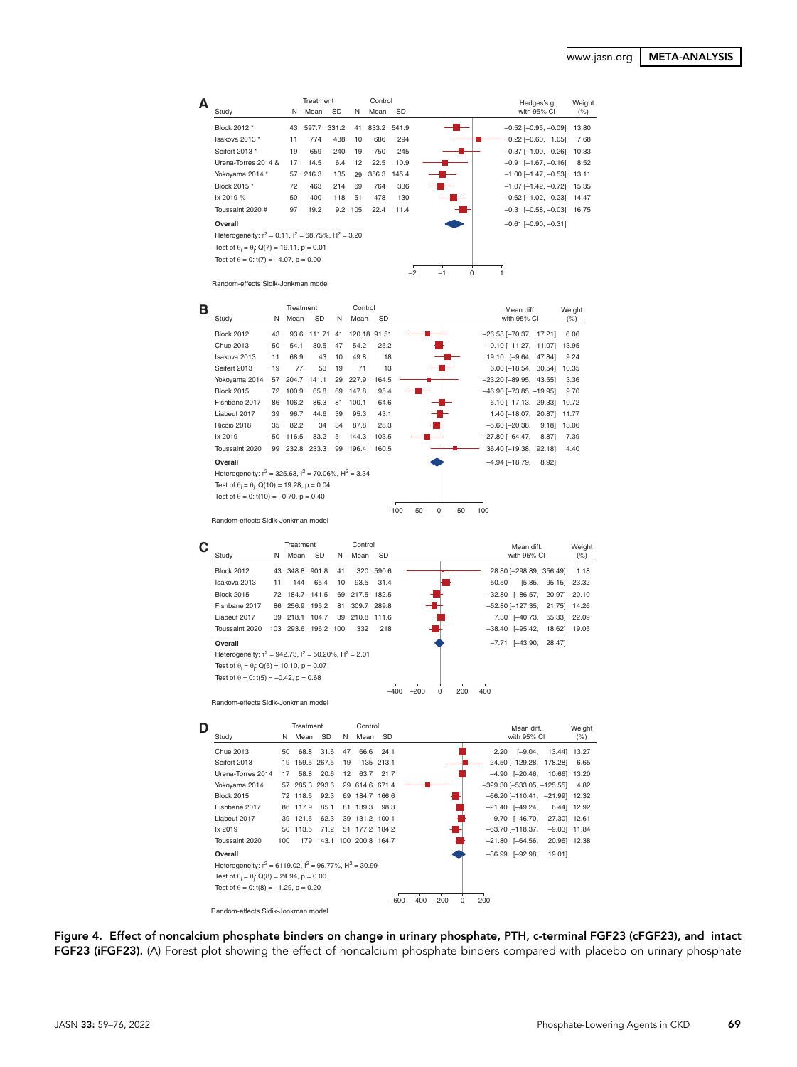**A**

| Study | Treatment N | Treatment Mean | Treatment SD | Control N | Control Mean | Control SD | Hedges's g with 95% CI | Weight (%) |
|---|---|---|---|---|---|---|---|---|
| Block 2012 * | 43 | 597.7 | 331.2 | 41 | 833.2 | 541.9 | −0.52 [−0.95, −0.09] | 13.80 |
| Isakova 2013 * | 11 | 774 | 438 | 10 | 686 | 294 | 0.22 [−0.60, 1.05] | 7.68 |
| Seifert 2013 * | 19 | 659 | 240 | 19 | 750 | 245 | −0.37 [−1.00, 0.26] | 10.33 |
| Urena-Torres 2014 & | 17 | 14.5 | 6.4 | 12 | 22.5 | 10.9 | −0.91 [−1.67, −0.16] | 8.52 |
| Yokoyama 2014 * | 57 | 216.3 | 135 | 29 | 356.3 | 145.4 | −1.00 [−1.47, −0.53] | 13.11 |
| Block 2015 * | 72 | 463 | 214 | 69 | 764 | 336 | −1.07 [−1.42, −0.72] | 15.35 |
| Ix 2019 % | 50 | 400 | 118 | 51 | 478 | 130 | −0.62 [−1.02, −0.23] | 14.47 |
| Toussaint 2020 # | 97 | 19.2 | 9.2 | 105 | 22.4 | 11.4 | −0.31 [−0.58, −0.03] | 16.75 |
| **Overall** | | | | | | | −0.61 [−0.90, −0.31] | |

Heterogeneity: $\tau^2 = 0.11$, $I^2 = 68.75\%$, $H^2 = 3.20$

Test of $\theta_i = \theta_j$: $Q(7) = 19.11$, $p = 0.01$

Test of $\theta = 0$: $t(7) = -4.07$, $p = 0.00$

Random-effects Sidik-Jonkman model

**B**

| Study | Treatment N | Treatment Mean | Treatment SD | Control N | Control Mean | Control SD | Mean diff. with 95% CI | Weight (%) |
|---|---|---|---|---|---|---|---|---|
| Block 2012 | 43 | 93.6 | 111.71 | 41 | 120.18 | 91.51 | −26.58 [−70.37, 17.21] | 6.06 |
| Chue 2013 | 50 | 54.1 | 30.5 | 47 | 54.2 | 25.2 | −0.10 [−11.27, 11.07] | 13.95 |
| Isakova 2013 | 11 | 68.9 | 43 | 10 | 49.8 | 18 | 19.10 [−9.64, 47.84] | 9.24 |
| Seifert 2013 | 19 | 77 | 53 | 19 | 71 | 13 | 6.00 [−18.54, 30.54] | 10.35 |
| Yokoyama 2014 | 57 | 204.7 | 141.1 | 29 | 227.9 | 164.5 | −23.20 [−89.95, 43.55] | 3.36 |
| Block 2015 | 72 | 100.9 | 65.8 | 69 | 147.8 | 95.4 | −46.90 [−73.85, −19.95] | 9.70 |
| Fishbane 2017 | 86 | 106.2 | 86.3 | 81 | 100.1 | 64.6 | 6.10 [−17.13, 29.33] | 10.72 |
| Liabeuf 2017 | 39 | 96.7 | 44.6 | 39 | 95.3 | 43.1 | 1.40 [−18.07, 20.87] | 11.77 |
| Riccio 2018 | 35 | 82.2 | 34 | 34 | 87.8 | 28.3 | −5.60 [−20.38, 9.18] | 13.06 |
| Ix 2019 | 50 | 116.5 | 83.2 | 51 | 144.3 | 103.5 | −27.80 [−64.47, 8.87] | 7.39 |
| Toussaint 2020 | 99 | 232.8 | 233.3 | 99 | 196.4 | 160.5 | 36.40 [−19.38, 92.18] | 4.40 |
| **Overall** | | | | | | | −4.94 [−18.79, 8.92] | |

Heterogeneity: $\tau^2 = 325.63$, $I^2 = 70.06\%$, $H^2 = 3.34$

Test of $\theta_i = \theta_j$: $Q(10) = 19.28$, $p = 0.04$

Test of $\theta = 0$: $t(10) = -0.70$, $p = 0.40$

Random-effects Sidik-Jonkman model

**C**

| Study | Treatment N | Treatment Mean | Treatment SD | Control N | Control Mean | Control SD | Mean diff. with 95% CI | Weight (%) |
|---|---|---|---|---|---|---|---|---|
| Block 2012 | 43 | 348.8 | 901.8 | 41 | 320 | 590.6 | 28.80 [−298.89, 356.49] | 1.18 |
| Isakova 2013 | 11 | 144 | 65.4 | 10 | 93.5 | 31.4 | 50.50 [5.85, 95.15] | 23.32 |
| Block 2015 | 72 | 184.7 | 141.5 | 69 | 217.5 | 182.5 | −32.80 [−86.57, 20.97] | 20.10 |
| Fishbane 2017 | 86 | 256.9 | 195.2 | 81 | 309.7 | 289.8 | −52.80 [−127.35, 21.75] | 14.26 |
| Liabeuf 2017 | 39 | 218.1 | 104.7 | 39 | 210.8 | 111.6 | 7.30 [−40.73, 55.33] | 22.09 |
| Toussaint 2020 | 103 | 293.6 | 196.2 | 100 | 332 | 218 | −38.40 [−95.42, 18.62] | 19.05 |
| **Overall** | | | | | | | −7.71 [−43.90, 28.47] | |

Heterogeneity: $\tau^2 = 942.73$, $I^2 = 50.20\%$, $H^2 = 2.01$

Test of $\theta_i = \theta_j$: $Q(5) = 10.10$, $p = 0.07$

Test of $\theta = 0$: $t(5) = -0.42$, $p = 0.68$

Random-effects Sidik-Jonkman model

**D**

| Study | Treatment N | Treatment Mean | Treatment SD | Control N | Control Mean | Control SD | Mean diff. with 95% CI | Weight (%) |
|---|---|---|---|---|---|---|---|---|
| Chue 2013 | 50 | 68.8 | 31.6 | 47 | 66.6 | 24.1 | 2.20 [−9.04, 13.44] | 13.27 |
| Seifert 2013 | 19 | 159.5 | 267.5 | 19 | 135 | 213.1 | 24.50 [−129.28, 178.28] | 6.65 |
| Urena-Torres 2014 | 17 | 58.8 | 20.6 | 12 | 63.7 | 21.7 | −4.90 [−20.46, 10.66] | 13.20 |
| Yokoyama 2014 | 57 | 285.3 | 293.6 | 29 | 614.6 | 671.4 | −329.30 [−533.05, −125.55] | 4.82 |
| Block 2015 | 72 | 118.5 | 92.3 | 69 | 184.7 | 166.6 | −66.20 [−110.41, −21.99] | 12.32 |
| Fishbane 2017 | 86 | 117.9 | 85.1 | 81 | 139.3 | 98.3 | −21.40 [−49.24, 6.44] | 12.92 |
| Liabeuf 2017 | 39 | 121.5 | 62.3 | 39 | 131.2 | 100.1 | −9.70 [−46.70, 27.30] | 12.61 |
| Ix 2019 | 50 | 113.5 | 71.2 | 51 | 177.2 | 184.2 | −63.70 [−118.37, −9.03] | 11.84 |
| Toussaint 2020 | 100 | 179 | 143.1 | 100 | 200.8 | 164.7 | −21.80 [−64.56, 20.96] | 12.38 |
| **Overall** | | | | | | | −36.99 [−92.98, 19.01] | |

Heterogeneity: $\tau^2 = 6119.02$, $I^2 = 96.77\%$, $H^2 = 30.99$

Test of $\theta_i = \theta_j$: $Q(8) = 24.94$, $p = 0.00$

Test of $\theta = 0$: $t(8) = -1.29$, $p = 0.20$

Random-effects Sidik-Jonkman model

**Figure 4. Effect of noncalcium phosphate binders on change in urinary phosphate, PTH, c-terminal FGF23 (cFGF23), and intact FGF23 (iFGF23).** (A) Forest plot showing the effect of noncalcium phosphate binders compared with placebo on urinary phosphate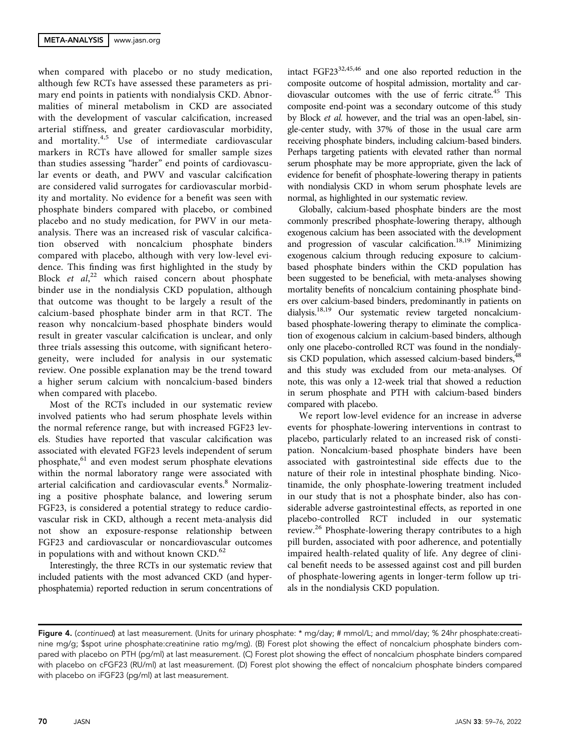when compared with placebo or no study medication, although few RCTs have assessed these parameters as primary end points in patients with nondialysis CKD. Abnormalities of mineral metabolism in CKD are associated with the development of vascular calcification, increased arterial stiffness, and greater cardiovascular morbidity, and mortality.[4,5] Use of intermediate cardiovascular markers in RCTs have allowed for smaller sample sizes than studies assessing "harder" end points of cardiovascular events or death, and PWV and vascular calcification are considered valid surrogates for cardiovascular morbidity and mortality. No evidence for a benefit was seen with phosphate binders compared with placebo, or combined placebo and no study medication, for PWV in our meta-analysis. There was an increased risk of vascular calcification observed with noncalcium phosphate binders compared with placebo, although with very low-level evidence. This finding was first highlighted in the study by Block *et al*,[22] which raised concern about phosphate binder use in the nondialysis CKD population, although that outcome was thought to be largely a result of the calcium-based phosphate binder arm in that RCT. The reason why noncalcium-based phosphate binders would result in greater vascular calcification is unclear, and only three trials assessing this outcome, with significant heterogeneity, were included for analysis in our systematic review. One possible explanation may be the trend toward a higher serum calcium with noncalcium-based binders when compared with placebo.

Most of the RCTs included in our systematic review involved patients who had serum phosphate levels within the normal reference range, but with increased FGF23 levels. Studies have reported that vascular calcification was associated with elevated FGF23 levels independent of serum phosphate,[61] and even modest serum phosphate elevations within the normal laboratory range were associated with arterial calcification and cardiovascular events.[8] Normalizing a positive phosphate balance, and lowering serum FGF23, is considered a potential strategy to reduce cardiovascular risk in CKD, although a recent meta-analysis did not show an exposure-response relationship between FGF23 and cardiovascular or noncardiovascular outcomes in populations with and without known CKD.[62]

Interestingly, the three RCTs in our systematic review that included patients with the most advanced CKD (and hyperphosphatemia) reported reduction in serum concentrations of intact FGF23[32,45,46] and one also reported reduction in the composite outcome of hospital admission, mortality and cardiovascular outcomes with the use of ferric citrate.[45] This composite end-point was a secondary outcome of this study by Block *et al.* however, and the trial was an open-label, single-center study, with 37% of those in the usual care arm receiving phosphate binders, including calcium-based binders. Perhaps targeting patients with elevated rather than normal serum phosphate may be more appropriate, given the lack of evidence for benefit of phosphate-lowering therapy in patients with nondialysis CKD in whom serum phosphate levels are normal, as highlighted in our systematic review.

Globally, calcium-based phosphate binders are the most commonly prescribed phosphate-lowering therapy, although exogenous calcium has been associated with the development and progression of vascular calcification.[18,19] Minimizing exogenous calcium through reducing exposure to calcium-based phosphate binders within the CKD population has been suggested to be beneficial, with meta-analyses showing mortality benefits of noncalcium containing phosphate binders over calcium-based binders, predominantly in patients on dialysis.[18,19] Our systematic review targeted noncalcium-based phosphate-lowering therapy to eliminate the complication of exogenous calcium in calcium-based binders, although only one placebo-controlled RCT was found in the nondialysis CKD population, which assessed calcium-based binders,[48] and this study was excluded from our meta-analyses. Of note, this was only a 12-week trial that showed a reduction in serum phosphate and PTH with calcium-based binders compared with placebo.

We report low-level evidence for an increase in adverse events for phosphate-lowering interventions in contrast to placebo, particularly related to an increased risk of constipation. Noncalcium-based phosphate binders have been associated with gastrointestinal side effects due to the nature of their role in intestinal phosphate binding. Nicotinamide, the only phosphate-lowering treatment included in our study that is not a phosphate binder, also has considerable adverse gastrointestinal effects, as reported in one placebo-controlled RCT included in our systematic review.[26] Phosphate-lowering therapy contributes to a high pill burden, associated with poor adherence, and potentially impaired health-related quality of life. Any degree of clinical benefit needs to be assessed against cost and pill burden of phosphate-lowering agents in longer-term follow up trials in the nondialysis CKD population.

**Figure 4.** (*continued*) at last measurement. (Units for urinary phosphate: * mg/day; # mmol/L; and mmol/day; % 24hr phosphate:creatinine mg/g; $spot urine phosphate:creatinine ratio mg/mg). (B) Forest plot showing the effect of noncalcium phosphate binders compared with placebo on PTH (pg/ml) at last measurement. (C) Forest plot showing the effect of noncalcium phosphate binders compared with placebo on cFGF23 (RU/ml) at last measurement. (D) Forest plot showing the effect of noncalcium phosphate binders compared with placebo on iFGF23 (pg/ml) at last measurement.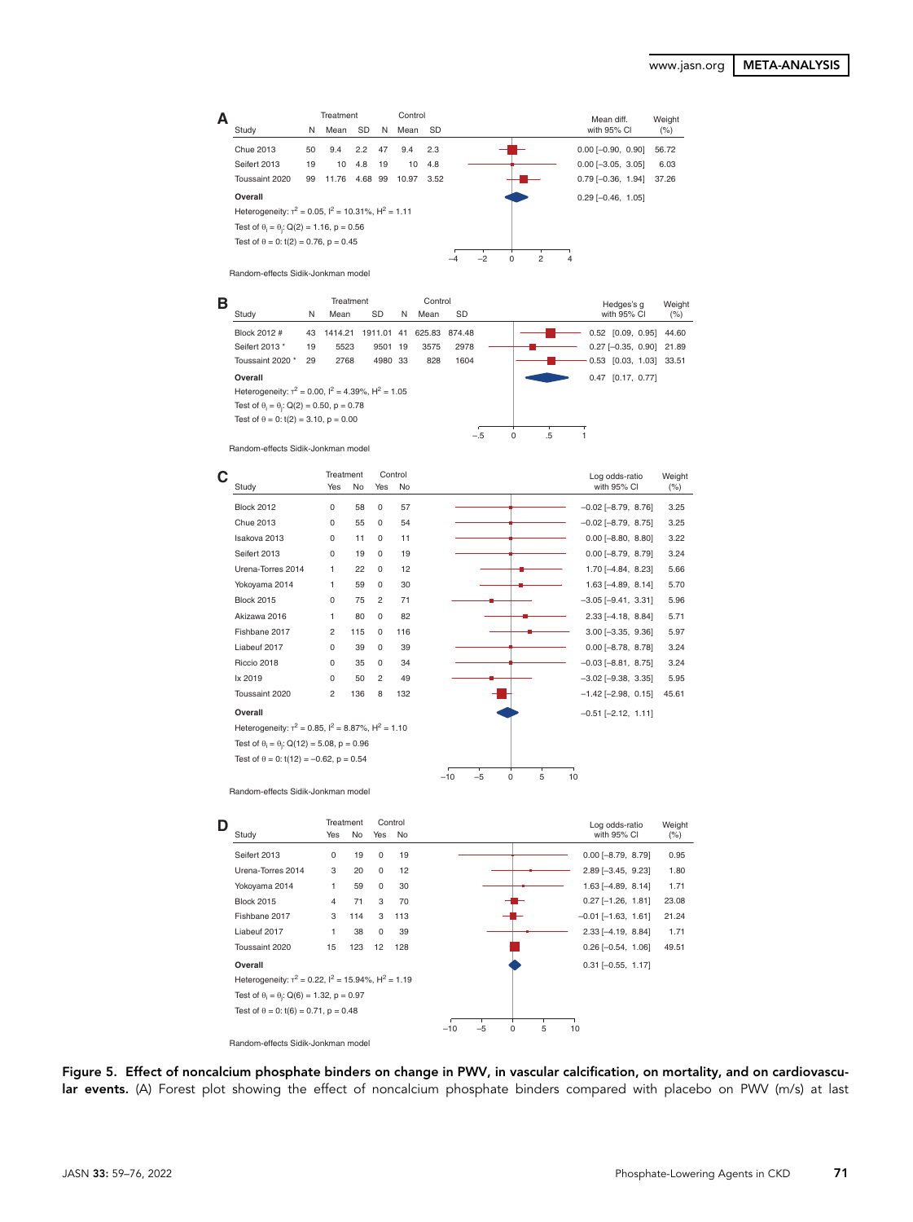**A**

| Study | Treatment N | Treatment Mean | Treatment SD | Control N | Control Mean | Control SD | Mean diff. with 95% CI | Weight (%) |
|---|---|---|---|---|---|---|---|---|
| Chue 2013 | 50 | 9.4 | 2.2 | 47 | 9.4 | 2.3 | 0.00 [−0.90, 0.90] | 56.72 |
| Seifert 2013 | 19 | 10 | 4.8 | 19 | 10 | 4.8 | 0.00 [−3.05, 3.05] | 6.03 |
| Toussaint 2020 | 99 | 11.76 | 4.68 | 99 | 10.97 | 3.52 | 0.79 [−0.36, 1.94] | 37.26 |
| **Overall** | | | | | | | 0.29 [−0.46, 1.05] | |

Heterogeneity: $\tau^2 = 0.05$, $I^2 = 10.31\%$, $H^2 = 1.11$

Test of $\theta_i = \theta_j$: $Q(2) = 1.16$, $p = 0.56$

Test of $\theta = 0$: $t(2) = 0.76$, $p = 0.45$

Random-effects Sidik-Jonkman model

**B**

| Study | Treatment N | Treatment Mean | Treatment SD | Control N | Control Mean | Control SD | Hedges's g with 95% CI | Weight (%) |
|---|---|---|---|---|---|---|---|---|
| Block 2012 # | 43 | 1414.21 | 1911.01 | 41 | 625.83 | 874.48 | 0.52 [0.09, 0.95] | 44.60 |
| Seifert 2013 * | 19 | 5523 | 9501 | 19 | 3575 | 2978 | 0.27 [−0.35, 0.90] | 21.89 |
| Toussaint 2020 * | 29 | 2768 | 4980 | 33 | 828 | 1604 | 0.53 [0.03, 1.03] | 33.51 |
| **Overall** | | | | | | | 0.47 [0.17, 0.77] | |

Heterogeneity: $\tau^2 = 0.00$, $I^2 = 4.39\%$, $H^2 = 1.05$

Test of $\theta_i = \theta_j$: $Q(2) = 0.50$, $p = 0.78$

Test of $\theta = 0$: $t(2) = 3.10$, $p = 0.00$

Random-effects Sidik-Jonkman model

**C**

| Study | Treatment Yes | Treatment No | Control Yes | Control No | Log odds-ratio with 95% CI | Weight (%) |
|---|---|---|---|---|---|---|
| Block 2012 | 0 | 58 | 0 | 57 | −0.02 [−8.79, 8.76] | 3.25 |
| Chue 2013 | 0 | 55 | 0 | 54 | −0.02 [−8.79, 8.75] | 3.25 |
| Isakova 2013 | 0 | 11 | 0 | 11 | 0.00 [−8.80, 8.80] | 3.22 |
| Seifert 2013 | 0 | 19 | 0 | 19 | 0.00 [−8.79, 8.79] | 3.24 |
| Urena-Torres 2014 | 1 | 22 | 0 | 12 | 1.70 [−4.84, 8.23] | 5.66 |
| Yokoyama 2014 | 1 | 59 | 0 | 30 | 1.63 [−4.89, 8.14] | 5.70 |
| Block 2015 | 0 | 75 | 2 | 71 | −3.05 [−9.41, 3.31] | 5.96 |
| Akizawa 2016 | 1 | 80 | 0 | 82 | 2.33 [−4.18, 8.84] | 5.71 |
| Fishbane 2017 | 2 | 115 | 0 | 116 | 3.00 [−3.35, 9.36] | 5.97 |
| Liabeuf 2017 | 0 | 39 | 0 | 39 | 0.00 [−8.78, 8.78] | 3.24 |
| Riccio 2018 | 0 | 35 | 0 | 34 | −0.03 [−8.81, 8.75] | 3.24 |
| Ix 2019 | 0 | 50 | 2 | 49 | −3.02 [−9.38, 3.35] | 5.95 |
| Toussaint 2020 | 2 | 136 | 8 | 132 | −1.42 [−2.98, 0.15] | 45.61 |
| **Overall** | | | | | −0.51 [−2.12, 1.11] | |

Heterogeneity: $\tau^2 = 0.85$, $I^2 = 8.87\%$, $H^2 = 1.10$

Test of $\theta_i = \theta_j$: $Q(12) = 5.08$, $p = 0.96$

Test of $\theta = 0$: $t(12) = -0.62$, $p = 0.54$

Random-effects Sidik-Jonkman model

**D**

| Study | Treatment Yes | Treatment No | Control Yes | Control No | Log odds-ratio with 95% CI | Weight (%) |
|---|---|---|---|---|---|---|
| Seifert 2013 | 0 | 19 | 0 | 19 | 0.00 [−8.79, 8.79] | 0.95 |
| Urena-Torres 2014 | 3 | 20 | 0 | 12 | 2.89 [−3.45, 9.23] | 1.80 |
| Yokoyama 2014 | 1 | 59 | 0 | 30 | 1.63 [−4.89, 8.14] | 1.71 |
| Block 2015 | 4 | 71 | 3 | 70 | 0.27 [−1.26, 1.81] | 23.08 |
| Fishbane 2017 | 3 | 114 | 3 | 113 | −0.01 [−1.63, 1.61] | 21.24 |
| Liabeuf 2017 | 1 | 38 | 0 | 39 | 2.33 [−4.19, 8.84] | 1.71 |
| Toussaint 2020 | 15 | 123 | 12 | 128 | 0.26 [−0.54, 1.06] | 49.51 |
| **Overall** | | | | | 0.31 [−0.55, 1.17] | |

Heterogeneity: $\tau^2 = 0.22$, $I^2 = 15.94\%$, $H^2 = 1.19$

Test of $\theta_i = \theta_j$: $Q(6) = 1.32$, $p = 0.97$

Test of $\theta = 0$: $t(6) = 0.71$, $p = 0.48$

Random-effects Sidik-Jonkman model

**Figure 5. Effect of noncalcium phosphate binders on change in PWV, in vascular calcification, on mortality, and on cardiovascular events.** (A) Forest plot showing the effect of noncalcium phosphate binders compared with placebo on PWV (m/s) at last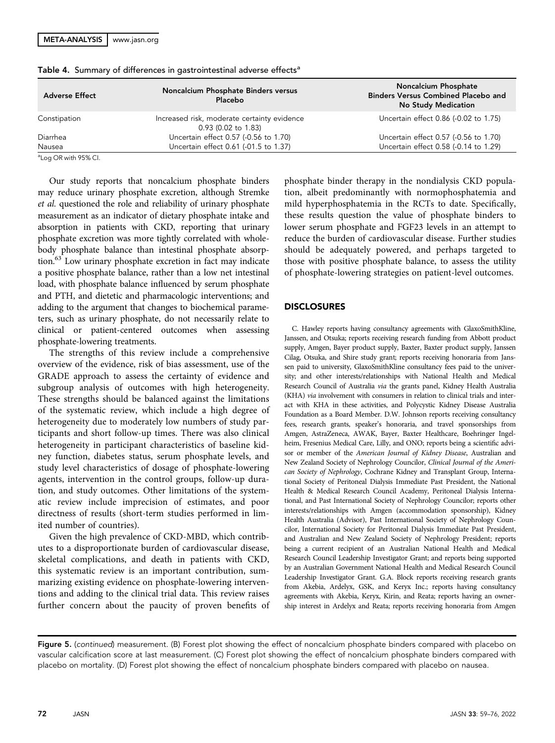Table 4. Summary of differences in gastrointestinal adverse effects[a]

| Adverse Effect | Noncalcium Phosphate Binders versus Placebo | Noncalcium Phosphate Binders Versus Combined Placebo and No Study Medication |
|---|---|---|
| Constipation | Increased risk, moderate certainty evidence 0.93 (0.02 to 1.83) | Uncertain effect 0.86 (-0.02 to 1.75) |
| Diarrhea | Uncertain effect 0.57 (-0.56 to 1.70) | Uncertain effect 0.57 (-0.56 to 1.70) |
| Nausea | Uncertain effect 0.61 (-01.5 to 1.37) | Uncertain effect 0.58 (-0.14 to 1.29) |

[a]Log OR with 95% CI.

Our study reports that noncalcium phosphate binders may reduce urinary phosphate excretion, although Stremke *et al.* questioned the role and reliability of urinary phosphate measurement as an indicator of dietary phosphate intake and absorption in patients with CKD, reporting that urinary phosphate excretion was more tightly correlated with whole-body phosphate balance than intestinal phosphate absorption.[63] Low urinary phosphate excretion in fact may indicate a positive phosphate balance, rather than a low net intestinal load, with phosphate balance influenced by serum phosphate and PTH, and dietetic and pharmacologic interventions; and adding to the argument that changes to biochemical parameters, such as urinary phosphate, do not necessarily relate to clinical or patient-centered outcomes when assessing phosphate-lowering treatments.

The strengths of this review include a comprehensive overview of the evidence, risk of bias assessment, use of the GRADE approach to assess the certainty of evidence and subgroup analysis of outcomes with high heterogeneity. These strengths should be balanced against the limitations of the systematic review, which include a high degree of heterogeneity due to moderately low numbers of study participants and short follow-up times. There was also clinical heterogeneity in participant characteristics of baseline kidney function, diabetes status, serum phosphate levels, and study level characteristics of dosage of phosphate-lowering agents, intervention in the control groups, follow-up duration, and study outcomes. Other limitations of the systematic review include imprecision of estimates, and poor directness of results (short-term studies performed in limited number of countries).

Given the high prevalence of CKD-MBD, which contributes to a disproportionate burden of cardiovascular disease, skeletal complications, and death in patients with CKD, this systematic review is an important contribution, summarizing existing evidence on phosphate-lowering interventions and adding to the clinical trial data. This review raises further concern about the paucity of proven benefits of phosphate binder therapy in the nondialysis CKD population, albeit predominantly with normophosphatemia and mild hyperphosphatemia in the RCTs to date. Specifically, these results question the value of phosphate binders to lower serum phosphate and FGF23 levels in an attempt to reduce the burden of cardiovascular disease. Further studies should be adequately powered, and perhaps targeted to those with positive phosphate balance, to assess the utility of phosphate-lowering strategies on patient-level outcomes.

## DISCLOSURES

C. Hawley reports having consultancy agreements with GlaxoSmithKline, Janssen, and Otsuka; reports receiving research funding from Abbott product supply, Amgen, Bayer product supply, Baxter, Baxter product supply, Janssen Cilag, Otsuka, and Shire study grant; reports receiving honoraria from Janssen paid to university, GlaxoSmithKline consultancy fees paid to the university; and other interests/relationships with National Health and Medical Research Council of Australia *via* the grants panel, Kidney Health Australia (KHA) *via* involvement with consumers in relation to clinical trials and interact with KHA in these activities, and Polycystic Kidney Disease Australia Foundation as a Board Member. D.W. Johnson reports receiving consultancy fees, research grants, speaker's honoraria, and travel sponsorships from Amgen, AstraZeneca, AWAK, Bayer, Baxter Healthcare, Boehringer Ingelheim, Fresenius Medical Care, Lilly, and ONO; reports being a scientific advisor or member of the *American Journal of Kidney Disease*, Australian and New Zealand Society of Nephrology Councilor, *Clinical Journal of the American Society of Nephrology*, Cochrane Kidney and Transplant Group, International Society of Peritoneal Dialysis Immediate Past President, the National Health & Medical Research Council Academy, Peritoneal Dialysis International, and Past International Society of Nephrology Councilor; reports other interests/relationships with Amgen (accommodation sponsorship), Kidney Health Australia (Advisor), Past International Society of Nephrology Councilor, International Society for Peritoneal Dialysis Immediate Past President, and Australian and New Zealand Society of Nephrology President; reports being a current recipient of an Australian National Health and Medical Research Council Leadership Investigator Grant; and reports being supported by an Australian Government National Health and Medical Research Council Leadership Investigator Grant. G.A. Block reports receiving research grants from Akebia, Ardelyx, GSK, and Keryx Inc.; reports having consultancy agreements with Akebia, Keryx, Kirin, and Reata; reports having an ownership interest in Ardelyx and Reata; reports receiving honoraria from Amgen

Figure 5. (*continued*) measurement. (B) Forest plot showing the effect of noncalcium phosphate binders compared with placebo on vascular calcification score at last measurement. (C) Forest plot showing the effect of noncalcium phosphate binders compared with placebo on mortality. (D) Forest plot showing the effect of noncalcium phosphate binders compared with placebo on nausea.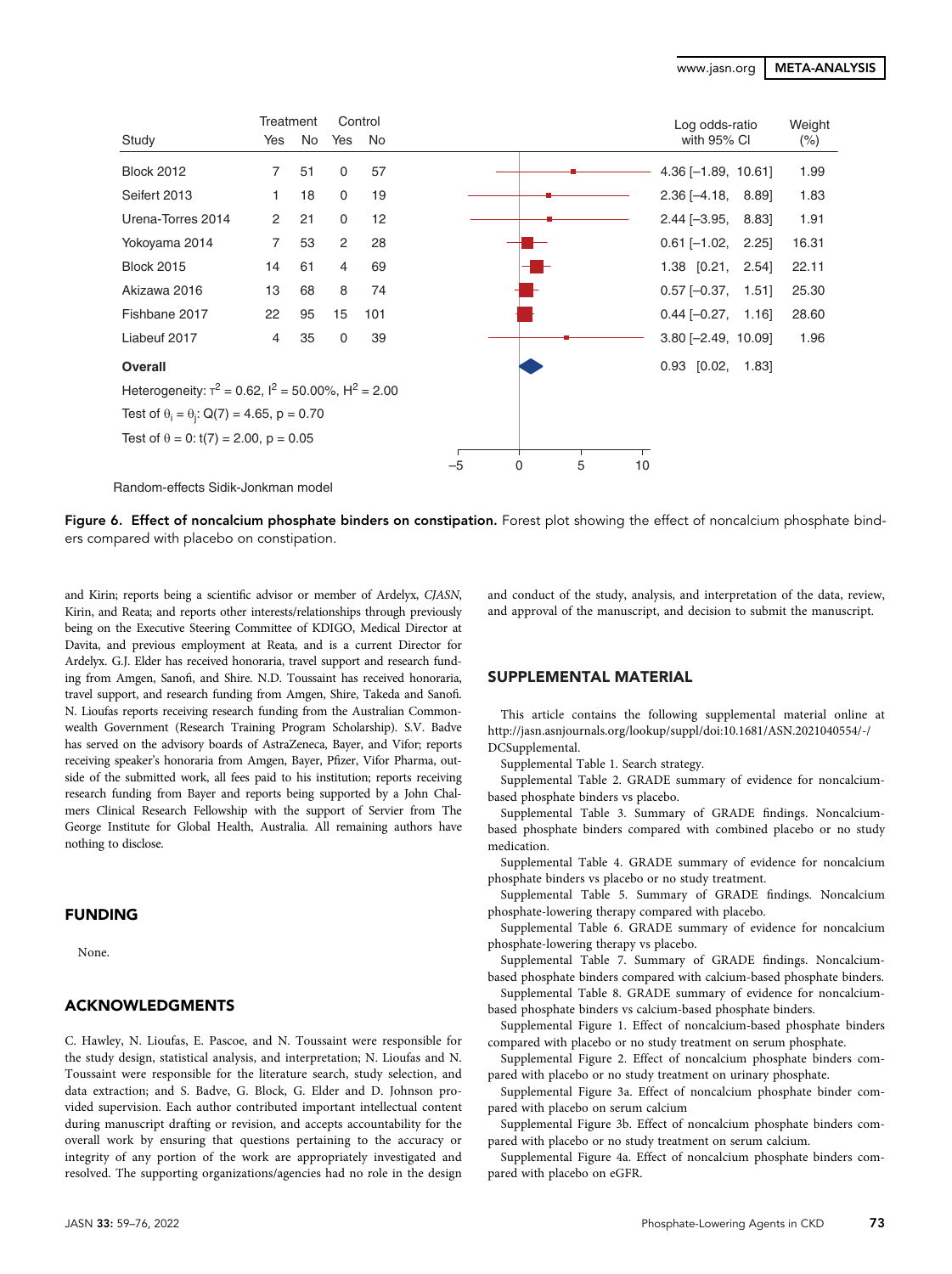| Study | Treatment Yes | Treatment No | Control Yes | Control No | Log odds-ratio with 95% CI | Weight (%) |
|---|---|---|---|---|---|---|
| Block 2012 | 7 | 51 | 0 | 57 | 4.36 [−1.89, 10.61] | 1.99 |
| Seifert 2013 | 1 | 18 | 0 | 19 | 2.36 [−4.18, 8.89] | 1.83 |
| Urena-Torres 2014 | 2 | 21 | 0 | 12 | 2.44 [−3.95, 8.83] | 1.91 |
| Yokoyama 2014 | 7 | 53 | 2 | 28 | 0.61 [−1.02, 2.25] | 16.31 |
| Block 2015 | 14 | 61 | 4 | 69 | 1.38 [0.21, 2.54] | 22.11 |
| Akizawa 2016 | 13 | 68 | 8 | 74 | 0.57 [−0.37, 1.51] | 25.30 |
| Fishbane 2017 | 22 | 95 | 15 | 101 | 0.44 [−0.27, 1.16] | 28.60 |
| Liabeuf 2017 | 4 | 35 | 0 | 39 | 3.80 [−2.49, 10.09] | 1.96 |
| **Overall** | | | | | 0.93 [0.02, 1.83] | |

Heterogeneity: $\tau^2 = 0.62$, $I^2 = 50.00\%$, $H^2 = 2.00$

Test of $\theta_i = \theta_j$: $Q(7) = 4.65$, $p = 0.70$

Test of $\theta = 0$: $t(7) = 2.00$, $p = 0.05$

Random-effects Sidik-Jonkman model

**Figure 6. Effect of noncalcium phosphate binders on constipation.** Forest plot showing the effect of noncalcium phosphate binders compared with placebo on constipation.

and Kirin; reports being a scientific advisor or member of Ardelyx, *CJASN*, Kirin, and Reata; and reports other interests/relationships through previously being on the Executive Steering Committee of KDIGO, Medical Director at Davita, and previous employment at Reata, and is a current Director for Ardelyx. G.J. Elder has received honoraria, travel support and research funding from Amgen, Sanofi, and Shire. N.D. Toussaint has received honoraria, travel support, and research funding from Amgen, Shire, Takeda and Sanofi. N. Lioufas reports receiving research funding from the Australian Commonwealth Government (Research Training Program Scholarship). S.V. Badve has served on the advisory boards of AstraZeneca, Bayer, and Vifor; reports receiving speaker's honoraria from Amgen, Bayer, Pfizer, Vifor Pharma, outside of the submitted work, all fees paid to his institution; reports receiving research funding from Bayer and reports being supported by a John Chalmers Clinical Research Fellowship with the support of Servier from The George Institute for Global Health, Australia. All remaining authors have nothing to disclose.

## FUNDING

None.

## ACKNOWLEDGMENTS

C. Hawley, N. Lioufas, E. Pascoe, and N. Toussaint were responsible for the study design, statistical analysis, and interpretation; N. Lioufas and N. Toussaint were responsible for the literature search, study selection, and data extraction; and S. Badve, G. Block, G. Elder and D. Johnson provided supervision. Each author contributed important intellectual content during manuscript drafting or revision, and accepts accountability for the overall work by ensuring that questions pertaining to the accuracy or integrity of any portion of the work are appropriately investigated and resolved. The supporting organizations/agencies had no role in the design and conduct of the study, analysis, and interpretation of the data, review, and approval of the manuscript, and decision to submit the manuscript.

## SUPPLEMENTAL MATERIAL

This article contains the following supplemental material online at http://jasn.asnjournals.org/lookup/suppl/doi:10.1681/ASN.2021040554/-/DCSupplemental.

Supplemental Table 1. Search strategy.

Supplemental Table 2. GRADE summary of evidence for noncalcium-based phosphate binders vs placebo.

Supplemental Table 3. Summary of GRADE findings. Noncalcium-based phosphate binders compared with combined placebo or no study medication.

Supplemental Table 4. GRADE summary of evidence for noncalcium phosphate binders vs placebo or no study treatment.

Supplemental Table 5. Summary of GRADE findings. Noncalcium phosphate-lowering therapy compared with placebo.

Supplemental Table 6. GRADE summary of evidence for noncalcium phosphate-lowering therapy vs placebo.

Supplemental Table 7. Summary of GRADE findings. Noncalcium-based phosphate binders compared with calcium-based phosphate binders.

Supplemental Table 8. GRADE summary of evidence for noncalcium-based phosphate binders vs calcium-based phosphate binders.

Supplemental Figure 1. Effect of noncalcium-based phosphate binders compared with placebo or no study treatment on serum phosphate.

Supplemental Figure 2. Effect of noncalcium phosphate binders compared with placebo or no study treatment on urinary phosphate.

Supplemental Figure 3a. Effect of noncalcium phosphate binder compared with placebo on serum calcium

Supplemental Figure 3b. Effect of noncalcium phosphate binders compared with placebo or no study treatment on serum calcium.

Supplemental Figure 4a. Effect of noncalcium phosphate binders compared with placebo on eGFR.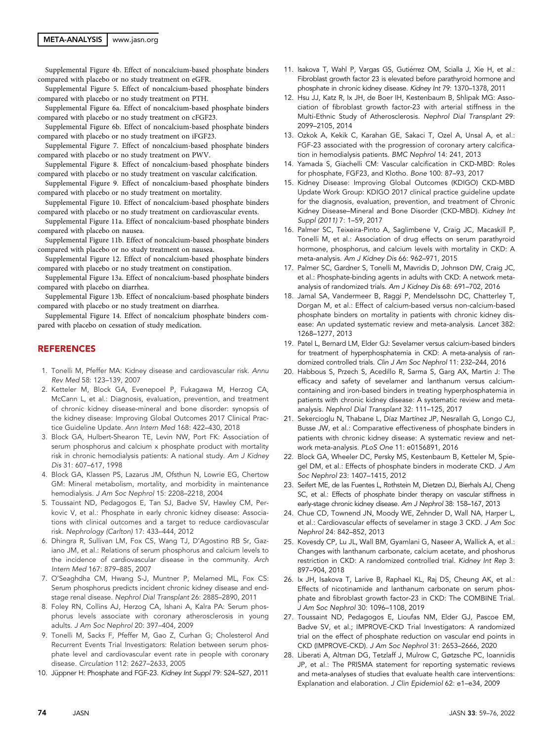Supplemental Figure 4b. Effect of noncalcium-based phosphate binders compared with placebo or no study treatment on eGFR.

Supplemental Figure 5. Effect of noncalcium-based phosphate binders compared with placebo or no study treatment on PTH.

Supplemental Figure 6a. Effect of noncalcium-based phosphate binders compared with placebo or no study treatment on cFGF23.

Supplemental Figure 6b. Effect of noncalcium-based phosphate binders compared with placebo or no study treatment on iFGF23.

Supplemental Figure 7. Effect of noncalcium-based phosphate binders compared with placebo or no study treatment on PWV.

Supplemental Figure 8. Effect of noncalcium-based phosphate binders compared with placebo or no study treatment on vascular calcification.

Supplemental Figure 9. Effect of noncalcium-based phosphate binders compared with placebo or no study treatment on mortality.

Supplemental Figure 10. Effect of noncalcium-based phosphate binders compared with placebo or no study treatment on cardiovascular events.

Supplemental Figure 11a. Effect of noncalcium-based phosphate binders compared with placebo on nausea.

Supplemental Figure 11b. Effect of noncalcium-based phosphate binders compared with placebo or no study treatment on nausea.

Supplemental Figure 12. Effect of noncalcium-based phosphate binders compared with placebo or no study treatment on constipation.

Supplemental Figure 13a. Effect of noncalcium-based phosphate binders compared with placebo on diarrhea.

Supplemental Figure 13b. Effect of noncalcium-based phosphate binders compared with placebo or no study treatment on diarrhea.

Supplemental Figure 14. Effect of noncalcium phosphate binders compared with placebo on cessation of study medication.

## REFERENCES

1. Tonelli M, Pfeffer MA: Kidney disease and cardiovascular risk. *Annu Rev Med* 58: 123–139, 2007
2. Ketteler M, Block GA, Evenepoel P, Fukagawa M, Herzog CA, McCann L, et al.: Diagnosis, evaluation, prevention, and treatment of chronic kidney disease-mineral and bone disorder: synopsis of the kidney disease: Improving Global Outcomes 2017 Clinical Practice Guideline Update. *Ann Intern Med* 168: 422–430, 2018
3. Block GA, Hulbert-Shearon TE, Levin NW, Port FK: Association of serum phosphorus and calcium x phosphate product with mortality risk in chronic hemodialysis patients: A national study. *Am J Kidney Dis* 31: 607–617, 1998
4. Block GA, Klassen PS, Lazarus JM, Ofsthun N, Lowrie EG, Chertow GM: Mineral metabolism, mortality, and morbidity in maintenance hemodialysis. *J Am Soc Nephrol* 15: 2208–2218, 2004
5. Toussaint ND, Pedagogos E, Tan SJ, Badve SV, Hawley CM, Perkovic V, et al.: Phosphate in early chronic kidney disease: Associations with clinical outcomes and a target to reduce cardiovascular risk. *Nephrology (Carlton)* 17: 433–444, 2012
6. Dhingra R, Sullivan LM, Fox CS, Wang TJ, D'Agostino RB Sr, Gaziano JM, et al.: Relations of serum phosphorus and calcium levels to the incidence of cardiovascular disease in the community. *Arch Intern Med* 167: 879–885, 2007
7. O'Seaghdha CM, Hwang S-J, Muntner P, Melamed ML, Fox CS: Serum phosphorus predicts incident chronic kidney disease and end-stage renal disease. *Nephrol Dial Transplant* 26: 2885–2890, 2011
8. Foley RN, Collins AJ, Herzog CA, Ishani A, Kalra PA: Serum phosphorus levels associate with coronary atherosclerosis in young adults. *J Am Soc Nephrol* 20: 397–404, 2009
9. Tonelli M, Sacks F, Pfeffer M, Gao Z, Curhan G; Cholesterol And Recurrent Events Trial Investigators: Relation between serum phosphate level and cardiovascular event rate in people with coronary disease. *Circulation* 112: 2627–2633, 2005
10. Jüppner H: Phosphate and FGF-23. *Kidney Int Suppl* 79: S24–S27, 2011
11. Isakova T, Wahl P, Vargas GS, Gutiérrez OM, Scialla J, Xie H, et al.: Fibroblast growth factor 23 is elevated before parathyroid hormone and phosphate in chronic kidney disease. *Kidney Int* 79: 1370–1378, 2011
12. Hsu JJ, Katz R, Ix JH, de Boer IH, Kestenbaum B, Shlipak MG: Association of fibroblast growth factor-23 with arterial stiffness in the Multi-Ethnic Study of Atherosclerosis. *Nephrol Dial Transplant* 29: 2099–2105, 2014
13. Ozkok A, Kekik C, Karahan GE, Sakaci T, Ozel A, Unsal A, et al.: FGF-23 associated with the progression of coronary artery calcification in hemodialysis patients. *BMC Nephrol* 14: 241, 2013
14. Yamada S, Giachelli CM: Vascular calcification in CKD-MBD: Roles for phosphate, FGF23, and Klotho. *Bone* 100: 87–93, 2017
15. Kidney Disease: Improving Global Outcomes (KDIGO) CKD-MBD Update Work Group: KDIGO 2017 clinical practice guideline update for the diagnosis, evaluation, prevention, and treatment of Chronic Kidney Disease–Mineral and Bone Disorder (CKD-MBD). *Kidney Int Suppl (2011)* 7: 1–59, 2017
16. Palmer SC, Teixeira-Pinto A, Saglimbene V, Craig JC, Macaskill P, Tonelli M, et al.: Association of drug effects on serum parathyroid hormone, phosphorus, and calcium levels with mortality in CKD: A meta-analysis. *Am J Kidney Dis* 66: 962–971, 2015
17. Palmer SC, Gardner S, Tonelli M, Mavridis D, Johnson DW, Craig JC, et al.: Phosphate-binding agents in adults with CKD: A network meta-analysis of randomized trials. *Am J Kidney Dis* 68: 691–702, 2016
18. Jamal SA, Vandermeer B, Raggi P, Mendelssohn DC, Chatterley T, Dorgan M, et al.: Effect of calcium-based versus non-calcium-based phosphate binders on mortality in patients with chronic kidney disease: An updated systematic review and meta-analysis. *Lancet* 382: 1268–1277, 2013
19. Patel L, Bernard LM, Elder GJ: Sevelamer versus calcium-based binders for treatment of hyperphosphatemia in CKD: A meta-analysis of randomized controlled trials. *Clin J Am Soc Nephrol* 11: 232–244, 2016
20. Habbous S, Przech S, Acedillo R, Sarma S, Garg AX, Martin J: The efficacy and safety of sevelamer and lanthanum versus calcium-containing and iron-based binders in treating hyperphosphatemia in patients with chronic kidney disease: A systematic review and meta-analysis. *Nephrol Dial Transplant* 32: 111–125, 2017
21. Sekercioglu N, Thabane L, Díaz Martínez JP, Nesrallah G, Longo CJ, Busse JW, et al.: Comparative effectiveness of phosphate binders in patients with chronic kidney disease: A systematic review and network meta-analysis. *PLoS One* 11: e0156891, 2016
22. Block GA, Wheeler DC, Persky MS, Kestenbaum B, Ketteler M, Spiegel DM, et al.: Effects of phosphate binders in moderate CKD. *J Am Soc Nephrol* 23: 1407–1415, 2012
23. Seifert ME, de las Fuentes L, Rothstein M, Dietzen DJ, Bierhals AJ, Cheng SC, et al.: Effects of phosphate binder therapy on vascular stiffness in early-stage chronic kidney disease. *Am J Nephrol* 38: 158–167, 2013
24. Chue CD, Townend JN, Moody WE, Zehnder D, Wall NA, Harper L, et al.: Cardiovascular effects of sevelamer in stage 3 CKD. *J Am Soc Nephrol* 24: 842–852, 2013
25. Kovesdy CP, Lu JL, Wall BM, Gyamlani G, Naseer A, Wallick A, et al.: Changes with lanthanum carbonate, calcium acetate, and phoshorus restriction in CKD: A randomized controlled trial. *Kidney Int Rep* 3: 897–904, 2018
26. Ix JH, Isakova T, Larive B, Raphael KL, Raj DS, Cheung AK, et al.: Effects of nicotinamide and lanthanum carbonate on serum phosphate and fibroblast growth factor-23 in CKD: The COMBINE Trial. *J Am Soc Nephrol* 30: 1096–1108, 2019
27. Toussaint ND, Pedagogos E, Lioufas NM, Elder GJ, Pascoe EM, Badve SV, et al.; IMPROVE-CKD Trial Investigators: A randomized trial on the effect of phosphate reduction on vascular end points in CKD (IMPROVE-CKD). *J Am Soc Nephrol* 31: 2653–2666, 2020
28. Liberati A, Altman DG, Tetzlaff J, Mulrow C, Gøtzsche PC, Ioannidis JP, et al.: The PRISMA statement for reporting systematic reviews and meta-analyses of studies that evaluate health care interventions: Explanation and elaboration. *J Clin Epidemiol* 62: e1–e34, 2009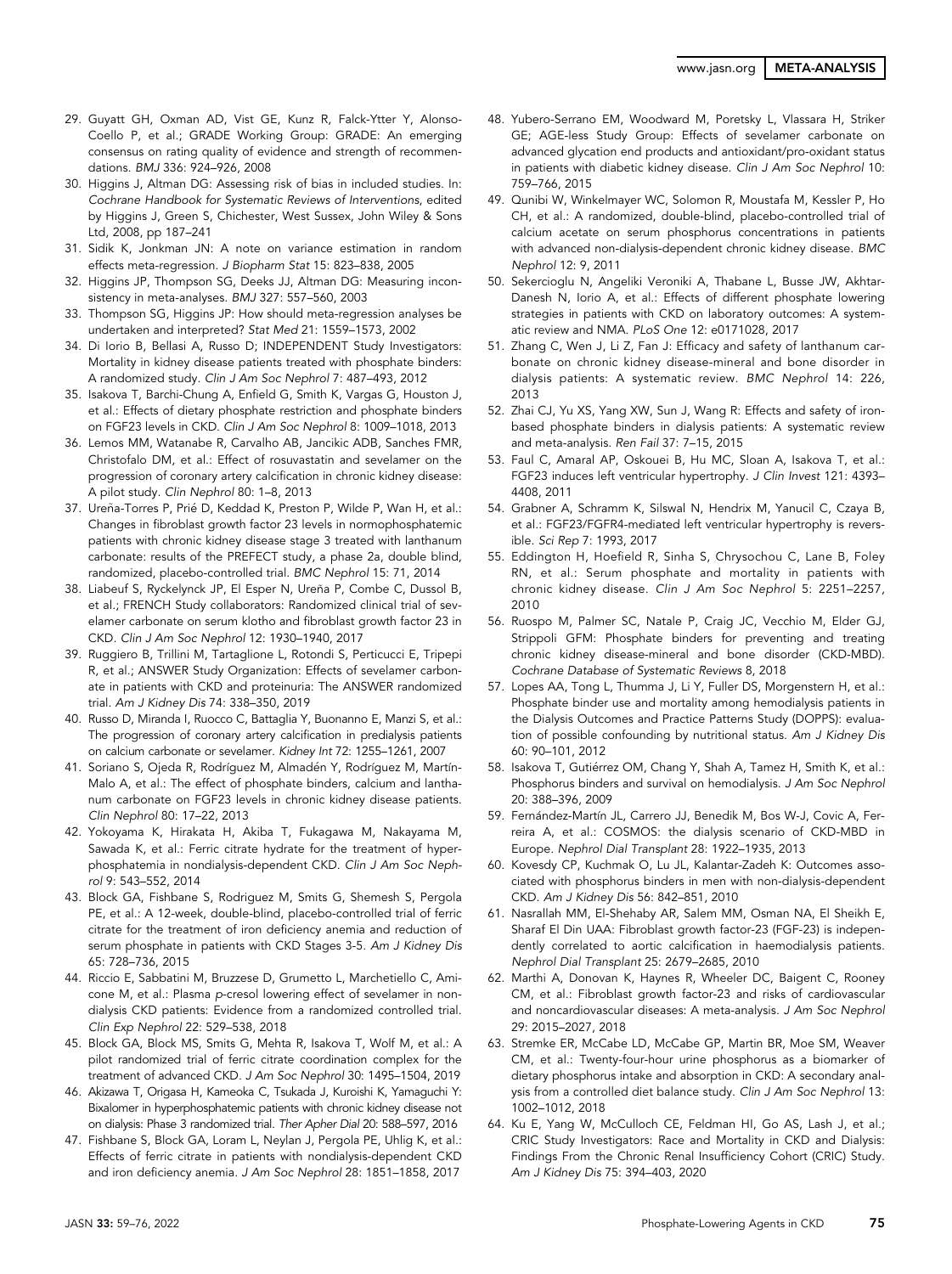29. Guyatt GH, Oxman AD, Vist GE, Kunz R, Falck-Ytter Y, Alonso-Coello P, et al.; GRADE Working Group: GRADE: An emerging consensus on rating quality of evidence and strength of recommendations. *BMJ* 336: 924–926, 2008
30. Higgins J, Altman DG: Assessing risk of bias in included studies. In: *Cochrane Handbook for Systematic Reviews of Interventions*, edited by Higgins J, Green S, Chichester, West Sussex, John Wiley & Sons Ltd, 2008, pp 187–241
31. Sidik K, Jonkman JN: A note on variance estimation in random effects meta-regression. *J Biopharm Stat* 15: 823–838, 2005
32. Higgins JP, Thompson SG, Deeks JJ, Altman DG: Measuring inconsistency in meta-analyses. *BMJ* 327: 557–560, 2003
33. Thompson SG, Higgins JP: How should meta-regression analyses be undertaken and interpreted? *Stat Med* 21: 1559–1573, 2002
34. Di Iorio B, Bellasi A, Russo D; INDEPENDENT Study Investigators: Mortality in kidney disease patients treated with phosphate binders: A randomized study. *Clin J Am Soc Nephrol* 7: 487–493, 2012
35. Isakova T, Barchi-Chung A, Enfield G, Smith K, Vargas G, Houston J, et al.: Effects of dietary phosphate restriction and phosphate binders on FGF23 levels in CKD. *Clin J Am Soc Nephrol* 8: 1009–1018, 2013
36. Lemos MM, Watanabe R, Carvalho AB, Jancikic ADB, Sanches FMR, Christofalo DM, et al.: Effect of rosuvastatin and sevelamer on the progression of coronary artery calcification in chronic kidney disease: A pilot study. *Clin Nephrol* 80: 1–8, 2013
37. Ureña-Torres P, Prié D, Keddad K, Preston P, Wilde P, Wan H, et al.: Changes in fibroblast growth factor 23 levels in normophosphatemic patients with chronic kidney disease stage 3 treated with lanthanum carbonate: results of the PREFECT study, a phase 2a, double blind, randomized, placebo-controlled trial. *BMC Nephrol* 15: 71, 2014
38. Liabeuf S, Ryckelynck JP, El Esper N, Ureña P, Combe C, Dussol B, et al.; FRENCH Study collaborators: Randomized clinical trial of sevelamer carbonate on serum klotho and fibroblast growth factor 23 in CKD. *Clin J Am Soc Nephrol* 12: 1930–1940, 2017
39. Ruggiero B, Trillini M, Tartaglione L, Rotondi S, Perticucci E, Tripepi R, et al.; ANSWER Study Organization: Effects of sevelamer carbonate in patients with CKD and proteinuria: The ANSWER randomized trial. *Am J Kidney Dis* 74: 338–350, 2019
40. Russo D, Miranda I, Ruocco C, Battaglia Y, Buonanno E, Manzi S, et al.: The progression of coronary artery calcification in predialysis patients on calcium carbonate or sevelamer. *Kidney Int* 72: 1255–1261, 2007
41. Soriano S, Ojeda R, Rodríguez M, Almadén Y, Rodríguez M, Martín-Malo A, et al.: The effect of phosphate binders, calcium and lanthanum carbonate on FGF23 levels in chronic kidney disease patients. *Clin Nephrol* 80: 17–22, 2013
42. Yokoyama K, Hirakata H, Akiba T, Fukagawa M, Nakayama M, Sawada K, et al.: Ferric citrate hydrate for the treatment of hyperphosphatemia in nondialysis-dependent CKD. *Clin J Am Soc Nephrol* 9: 543–552, 2014
43. Block GA, Fishbane S, Rodriguez M, Smits G, Shemesh S, Pergola PE, et al.: A 12-week, double-blind, placebo-controlled trial of ferric citrate for the treatment of iron deficiency anemia and reduction of serum phosphate in patients with CKD Stages 3-5. *Am J Kidney Dis* 65: 728–736, 2015
44. Riccio E, Sabbatini M, Bruzzese D, Grumetto L, Marchetiello C, Amicone M, et al.: Plasma *p*-cresol lowering effect of sevelamer in non-dialysis CKD patients: Evidence from a randomized controlled trial. *Clin Exp Nephrol* 22: 529–538, 2018
45. Block GA, Block MS, Smits G, Mehta R, Isakova T, Wolf M, et al.: A pilot randomized trial of ferric citrate coordination complex for the treatment of advanced CKD. *J Am Soc Nephrol* 30: 1495–1504, 2019
46. Akizawa T, Origasa H, Kameoka C, Tsukada J, Kuroishi K, Yamaguchi Y: Bixalomer in hyperphosphatemic patients with chronic kidney disease not on dialysis: Phase 3 randomized trial. *Ther Apher Dial* 20: 588–597, 2016
47. Fishbane S, Block GA, Loram L, Neylan J, Pergola PE, Uhlig K, et al.: Effects of ferric citrate in patients with nondialysis-dependent CKD and iron deficiency anemia. *J Am Soc Nephrol* 28: 1851–1858, 2017
48. Yubero-Serrano EM, Woodward M, Poretsky L, Vlassara H, Striker GE; AGE-less Study Group: Effects of sevelamer carbonate on advanced glycation end products and antioxidant/pro-oxidant status in patients with diabetic kidney disease. *Clin J Am Soc Nephrol* 10: 759–766, 2015
49. Qunibi W, Winkelmayer WC, Solomon R, Moustafa M, Kessler P, Ho CH, et al.: A randomized, double-blind, placebo-controlled trial of calcium acetate on serum phosphorus concentrations in patients with advanced non-dialysis-dependent chronic kidney disease. *BMC Nephrol* 12: 9, 2011
50. Sekercioglu N, Angeliki Veroniki A, Thabane L, Busse JW, Akhtar-Danesh N, Iorio A, et al.: Effects of different phosphate lowering strategies in patients with CKD on laboratory outcomes: A systematic review and NMA. *PLoS One* 12: e0171028, 2017
51. Zhang C, Wen J, Li Z, Fan J: Efficacy and safety of lanthanum carbonate on chronic kidney disease-mineral and bone disorder in dialysis patients: A systematic review. *BMC Nephrol* 14: 226, 2013
52. Zhai CJ, Yu XS, Yang XW, Sun J, Wang R: Effects and safety of iron-based phosphate binders in dialysis patients: A systematic review and meta-analysis. *Ren Fail* 37: 7–15, 2015
53. Faul C, Amaral AP, Oskouei B, Hu MC, Sloan A, Isakova T, et al.: FGF23 induces left ventricular hypertrophy. *J Clin Invest* 121: 4393–4408, 2011
54. Grabner A, Schramm K, Silswal N, Hendrix M, Yanucil C, Czaya B, et al.: FGF23/FGFR4-mediated left ventricular hypertrophy is reversible. *Sci Rep* 7: 1993, 2017
55. Eddington H, Hoefield R, Sinha S, Chrysochou C, Lane B, Foley RN, et al.: Serum phosphate and mortality in patients with chronic kidney disease. *Clin J Am Soc Nephrol* 5: 2251–2257, 2010
56. Ruospo M, Palmer SC, Natale P, Craig JC, Vecchio M, Elder GJ, Strippoli GFM: Phosphate binders for preventing and treating chronic kidney disease-mineral and bone disorder (CKD-MBD). *Cochrane Database of Systematic Reviews* 8, 2018
57. Lopes AA, Tong L, Thumma J, Li Y, Fuller DS, Morgenstern H, et al.: Phosphate binder use and mortality among hemodialysis patients in the Dialysis Outcomes and Practice Patterns Study (DOPPS): evaluation of possible confounding by nutritional status. *Am J Kidney Dis* 60: 90–101, 2012
58. Isakova T, Gutiérrez OM, Chang Y, Shah A, Tamez H, Smith K, et al.: Phosphorus binders and survival on hemodialysis. *J Am Soc Nephrol* 20: 388–396, 2009
59. Fernández-Martín JL, Carrero JJ, Benedik M, Bos W-J, Covic A, Ferreira A, et al.: COSMOS: the dialysis scenario of CKD-MBD in Europe. *Nephrol Dial Transplant* 28: 1922–1935, 2013
60. Kovesdy CP, Kuchmak O, Lu JL, Kalantar-Zadeh K: Outcomes associated with phosphorus binders in men with non-dialysis-dependent CKD. *Am J Kidney Dis* 56: 842–851, 2010
61. Nasrallah MM, El-Shehaby AR, Salem MM, Osman NA, El Sheikh E, Sharaf El Din UAA: Fibroblast growth factor-23 (FGF-23) is independently correlated to aortic calcification in haemodialysis patients. *Nephrol Dial Transplant* 25: 2679–2685, 2010
62. Marthi A, Donovan K, Haynes R, Wheeler DC, Baigent C, Rooney CM, et al.: Fibroblast growth factor-23 and risks of cardiovascular and noncardiovascular diseases: A meta-analysis. *J Am Soc Nephrol* 29: 2015–2027, 2018
63. Stremke ER, McCabe LD, McCabe GP, Martin BR, Moe SM, Weaver CM, et al.: Twenty-four-hour urine phosphorus as a biomarker of dietary phosphorus intake and absorption in CKD: A secondary analysis from a controlled diet balance study. *Clin J Am Soc Nephrol* 13: 1002–1012, 2018
64. Ku E, Yang W, McCulloch CE, Feldman HI, Go AS, Lash J, et al.; CRIC Study Investigators: Race and Mortality in CKD and Dialysis: Findings From the Chronic Renal Insufficiency Cohort (CRIC) Study. *Am J Kidney Dis* 75: 394–403, 2020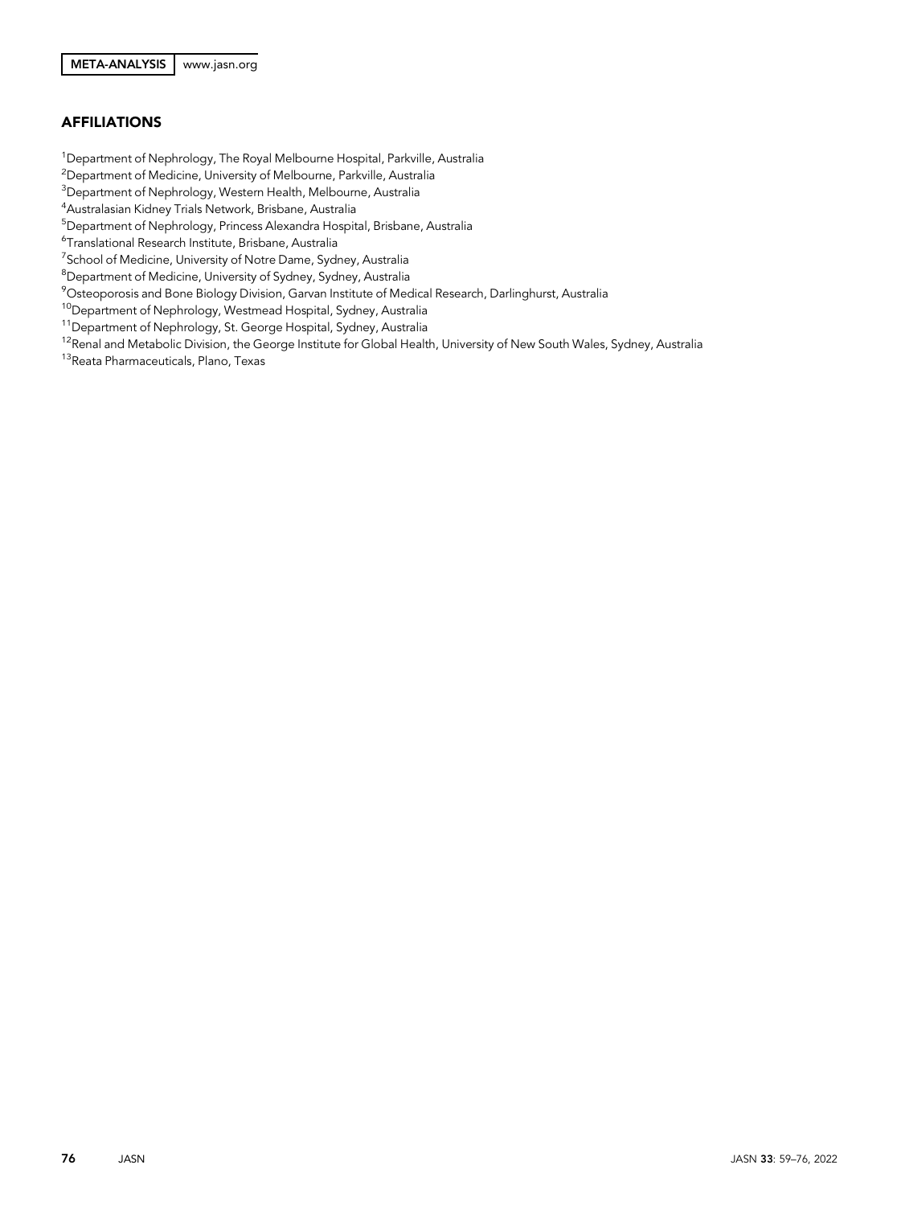## AFFILIATIONS

[1]Department of Nephrology, The Royal Melbourne Hospital, Parkville, Australia
[2]Department of Medicine, University of Melbourne, Parkville, Australia
[3]Department of Nephrology, Western Health, Melbourne, Australia
[4]Australasian Kidney Trials Network, Brisbane, Australia
[5]Department of Nephrology, Princess Alexandra Hospital, Brisbane, Australia
[6]Translational Research Institute, Brisbane, Australia
[7]School of Medicine, University of Notre Dame, Sydney, Australia
[8]Department of Medicine, University of Sydney, Sydney, Australia
[9]Osteoporosis and Bone Biology Division, Garvan Institute of Medical Research, Darlinghurst, Australia
[10]Department of Nephrology, Westmead Hospital, Sydney, Australia
[11]Department of Nephrology, St. George Hospital, Sydney, Australia
[12]Renal and Metabolic Division, the George Institute for Global Health, University of New South Wales, Sydney, Australia
[13]Reata Pharmaceuticals, Plano, Texas